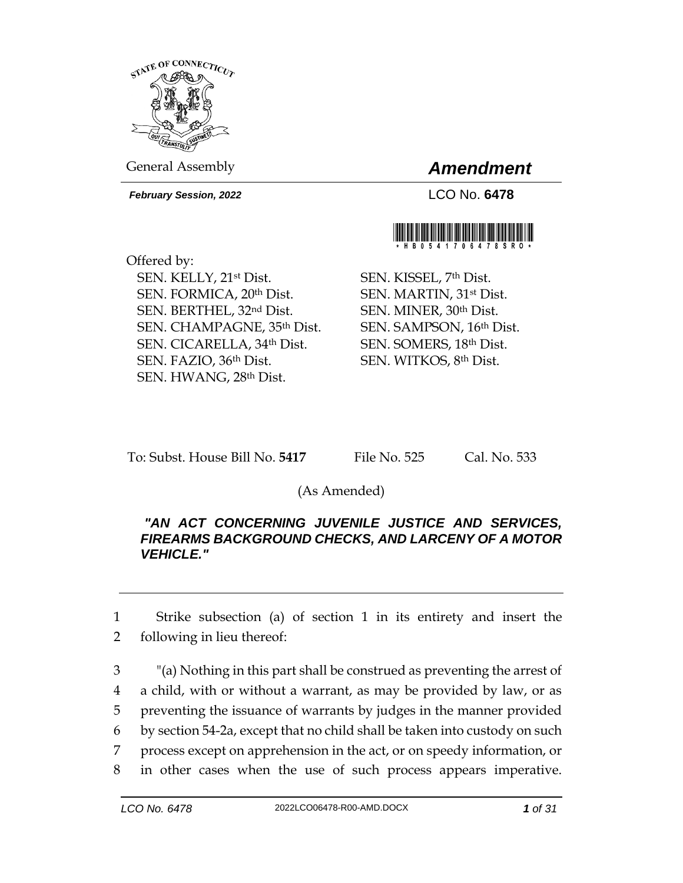STATE OF CONNECTICUT

General Assembly

# *Amendment*

***February Session, 2022***

LCO No. **6478**

\*HB0541706478SRO\*

Offered by:

SEN. KELLY, 21st Dist.
SEN. FORMICA, 20th Dist.
SEN. BERTHEL, 32nd Dist.
SEN. CHAMPAGNE, 35th Dist.
SEN. CICARELLA, 34th Dist.
SEN. FAZIO, 36th Dist.
SEN. HWANG, 28th Dist.
SEN. KISSEL, 7th Dist.
SEN. MARTIN, 31st Dist.
SEN. MINER, 30th Dist.
SEN. SAMPSON, 16th Dist.
SEN. SOMERS, 18th Dist.
SEN. WITKOS, 8th Dist.

To: Subst. House Bill No. **5417** File No. 525 Cal. No. 533

(As Amended)

***"AN ACT CONCERNING JUVENILE JUSTICE AND SERVICES, FIREARMS BACKGROUND CHECKS, AND LARCENY OF A MOTOR VEHICLE."***

---

1 Strike subsection (a) of section 1 in its entirety and insert the
2 following in lieu thereof:

3 "(a) Nothing in this part shall be construed as preventing the arrest of
4 a child, with or without a warrant, as may be provided by law, or as
5 preventing the issuance of warrants by judges in the manner provided
6 by section 54-2a, except that no child shall be taken into custody on such
7 process except on apprehension in the act, or on speedy information, or
8 in other cases when the use of such process appears imperative.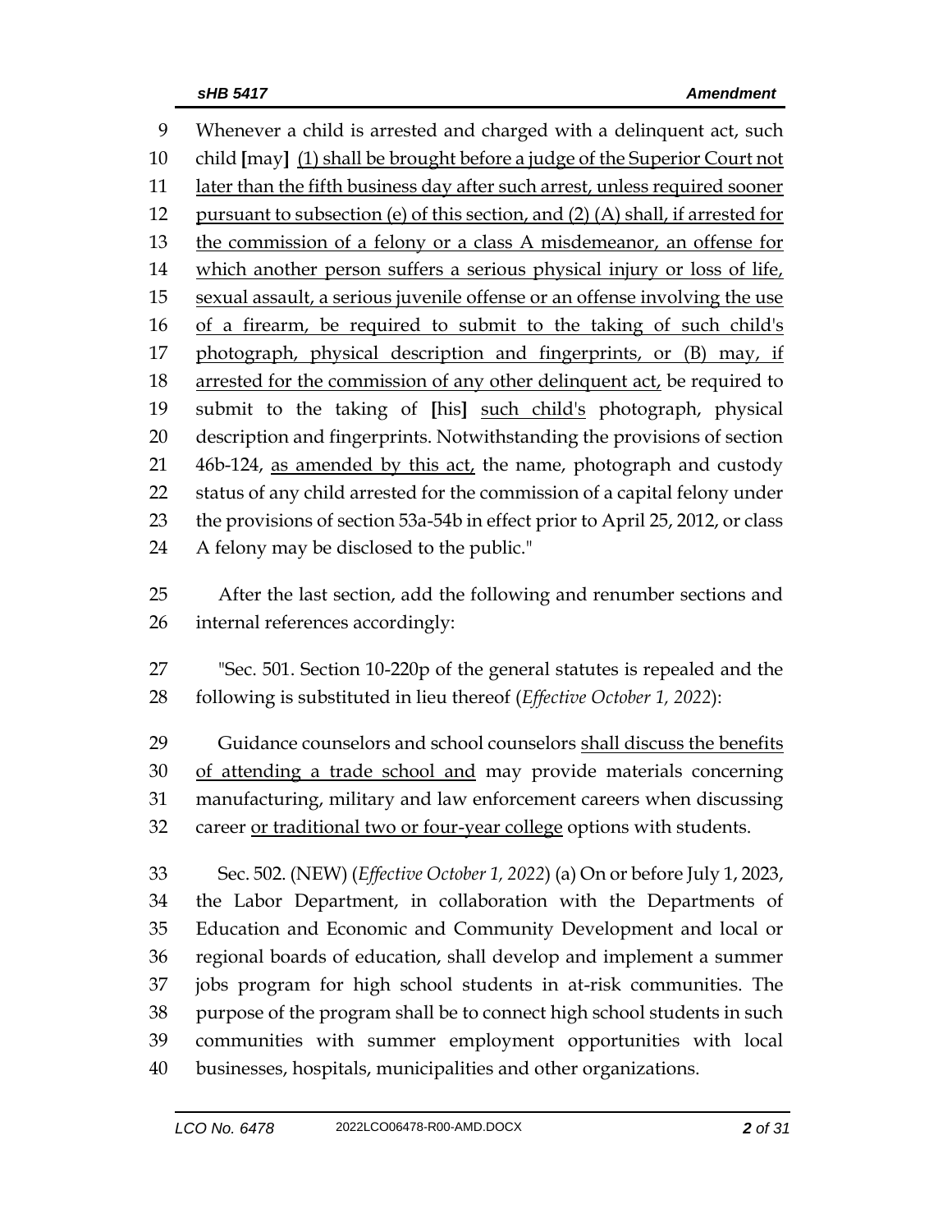Whenever a child is arrested and charged with a delinquent act, such child [may] <u>(1) shall be brought before a judge of the Superior Court not later than the fifth business day after such arrest, unless required sooner pursuant to subsection (e) of this section, and (2) (A) shall, if arrested for the commission of a felony or a class A misdemeanor, an offense for which another person suffers a serious physical injury or loss of life, sexual assault, a serious juvenile offense or an offense involving the use of a firearm, be required to submit to the taking of such child's photograph, physical description and fingerprints, or (B) may, if arrested for the commission of any other delinquent act,</u> be required to submit to the taking of [his] <u>such child's</u> photograph, physical description and fingerprints. Notwithstanding the provisions of section 46b-124, <u>as amended by this act,</u> the name, photograph and custody status of any child arrested for the commission of a capital felony under the provisions of section 53a-54b in effect prior to April 25, 2012, or class A felony may be disclosed to the public."

After the last section, add the following and renumber sections and internal references accordingly:

"Sec. 501. Section 10-220p of the general statutes is repealed and the following is substituted in lieu thereof (*Effective October 1, 2022*):

Guidance counselors and school counselors <u>shall discuss the benefits of attending a trade school and</u> may provide materials concerning manufacturing, military and law enforcement careers when discussing career <u>or traditional two or four-year college</u> options with students.

Sec. 502. (NEW) (*Effective October 1, 2022*) (a) On or before July 1, 2023, the Labor Department, in collaboration with the Departments of Education and Economic and Community Development and local or regional boards of education, shall develop and implement a summer jobs program for high school students in at-risk communities. The purpose of the program shall be to connect high school students in such communities with summer employment opportunities with local businesses, hospitals, municipalities and other organizations.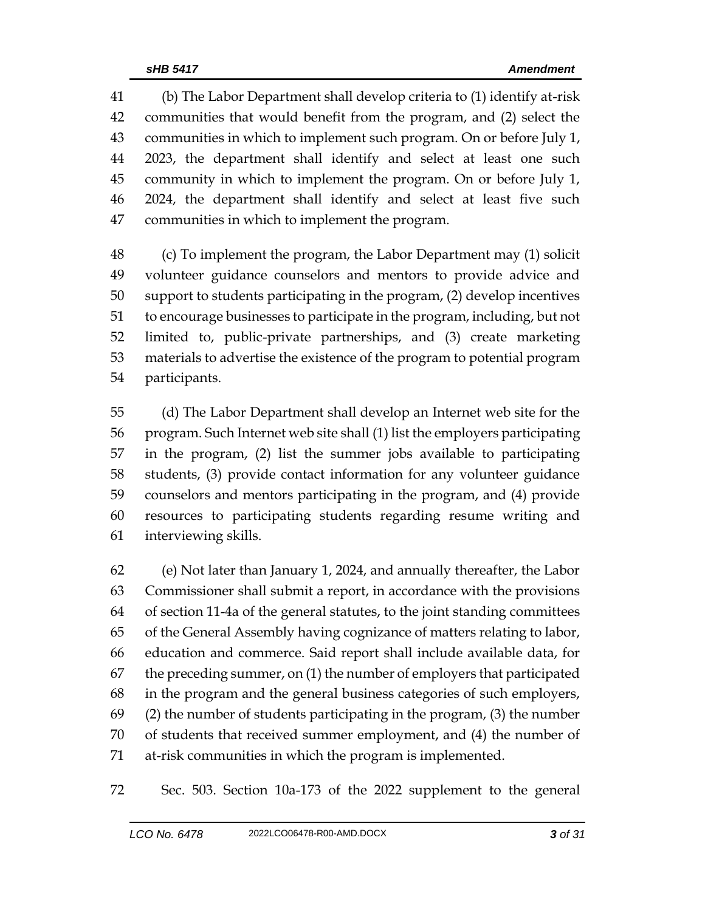(b) The Labor Department shall develop criteria to (1) identify at-risk communities that would benefit from the program, and (2) select the communities in which to implement such program. On or before July 1, 2023, the department shall identify and select at least one such community in which to implement the program. On or before July 1, 2024, the department shall identify and select at least five such communities in which to implement the program.

(c) To implement the program, the Labor Department may (1) solicit volunteer guidance counselors and mentors to provide advice and support to students participating in the program, (2) develop incentives to encourage businesses to participate in the program, including, but not limited to, public-private partnerships, and (3) create marketing materials to advertise the existence of the program to potential program participants.

(d) The Labor Department shall develop an Internet web site for the program. Such Internet web site shall (1) list the employers participating in the program, (2) list the summer jobs available to participating students, (3) provide contact information for any volunteer guidance counselors and mentors participating in the program, and (4) provide resources to participating students regarding resume writing and interviewing skills.

(e) Not later than January 1, 2024, and annually thereafter, the Labor Commissioner shall submit a report, in accordance with the provisions of section 11-4a of the general statutes, to the joint standing committees of the General Assembly having cognizance of matters relating to labor, education and commerce. Said report shall include available data, for the preceding summer, on (1) the number of employers that participated in the program and the general business categories of such employers, (2) the number of students participating in the program, (3) the number of students that received summer employment, and (4) the number of at-risk communities in which the program is implemented.

Sec. 503. Section 10a-173 of the 2022 supplement to the general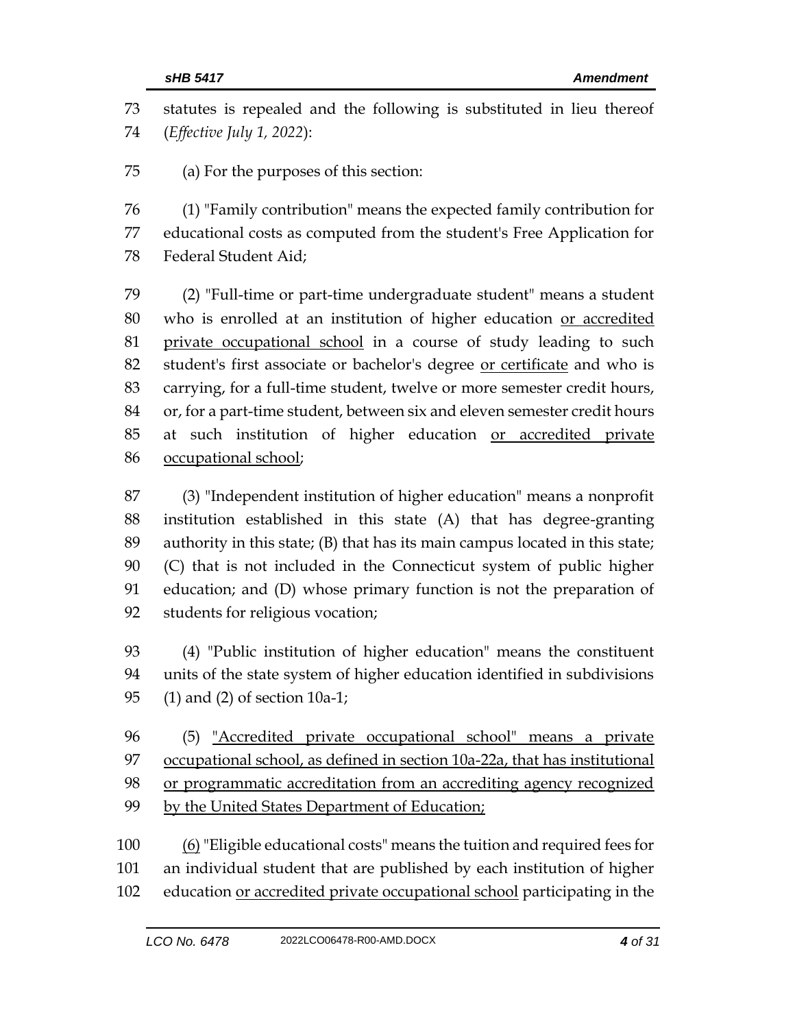statutes is repealed and the following is substituted in lieu thereof (*Effective July 1, 2022*):

(a) For the purposes of this section:

(1) "Family contribution" means the expected family contribution for educational costs as computed from the student's Free Application for Federal Student Aid;

(2) "Full-time or part-time undergraduate student" means a student who is enrolled at an institution of higher education <u>or accredited private occupational school</u> in a course of study leading to such student's first associate or bachelor's degree <u>or certificate</u> and who is carrying, for a full-time student, twelve or more semester credit hours, or, for a part-time student, between six and eleven semester credit hours at such institution of higher education <u>or accredited private occupational school</u>;

(3) "Independent institution of higher education" means a nonprofit institution established in this state (A) that has degree-granting authority in this state; (B) that has its main campus located in this state; (C) that is not included in the Connecticut system of public higher education; and (D) whose primary function is not the preparation of students for religious vocation;

(4) "Public institution of higher education" means the constituent units of the state system of higher education identified in subdivisions (1) and (2) of section 10a-1;

(5) <u>"Accredited private occupational school" means a private occupational school, as defined in section 10a-22a, that has institutional or programmatic accreditation from an accrediting agency recognized by the United States Department of Education;</u>

<u>(6)</u> "Eligible educational costs" means the tuition and required fees for an individual student that are published by each institution of higher education <u>or accredited private occupational school</u> participating in the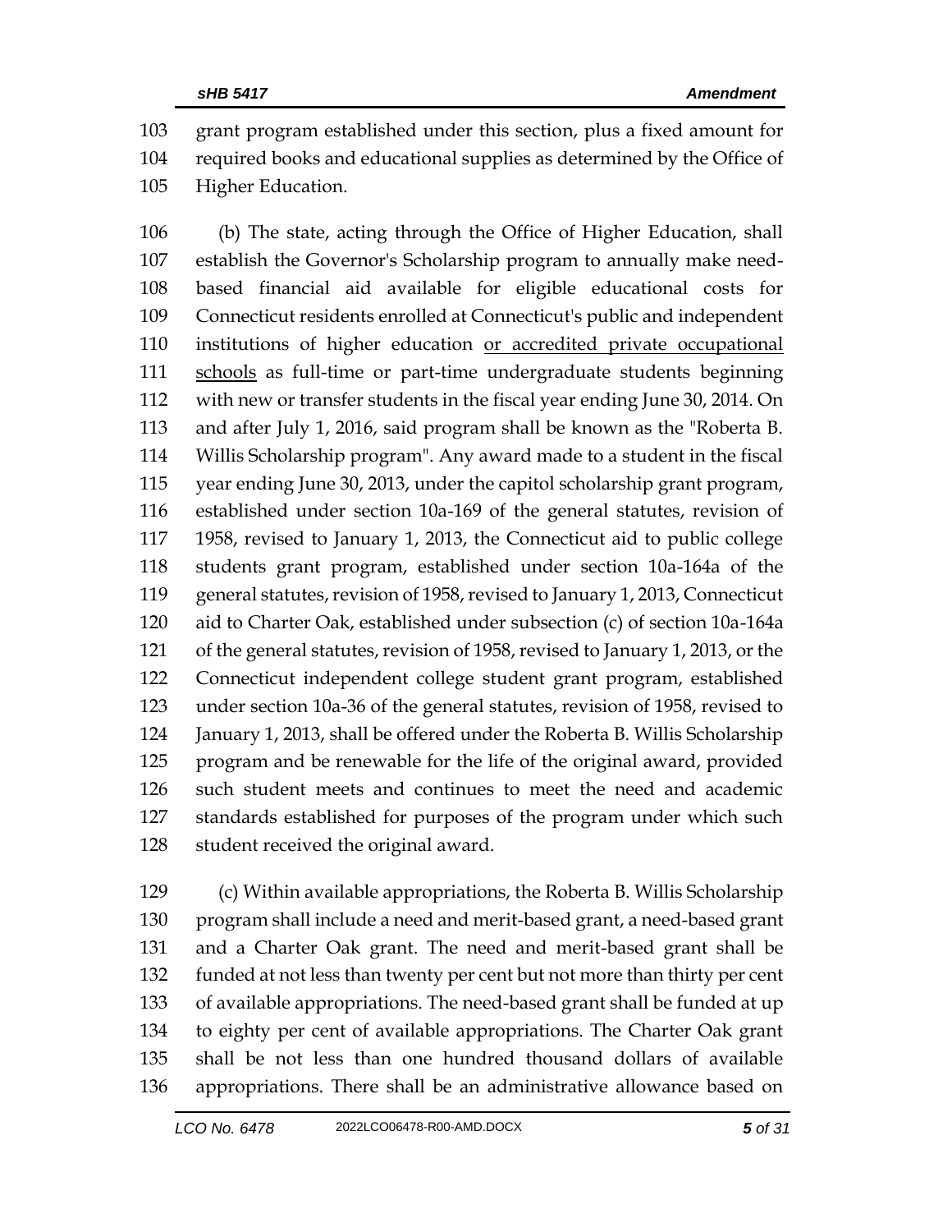grant program established under this section, plus a fixed amount for required books and educational supplies as determined by the Office of Higher Education.

(b) The state, acting through the Office of Higher Education, shall establish the Governor's Scholarship program to annually make need-based financial aid available for eligible educational costs for Connecticut residents enrolled at Connecticut's public and independent institutions of higher education <u>or accredited private occupational schools</u> as full-time or part-time undergraduate students beginning with new or transfer students in the fiscal year ending June 30, 2014. On and after July 1, 2016, said program shall be known as the "Roberta B. Willis Scholarship program". Any award made to a student in the fiscal year ending June 30, 2013, under the capitol scholarship grant program, established under section 10a-169 of the general statutes, revision of 1958, revised to January 1, 2013, the Connecticut aid to public college students grant program, established under section 10a-164a of the general statutes, revision of 1958, revised to January 1, 2013, Connecticut aid to Charter Oak, established under subsection (c) of section 10a-164a of the general statutes, revision of 1958, revised to January 1, 2013, or the Connecticut independent college student grant program, established under section 10a-36 of the general statutes, revision of 1958, revised to January 1, 2013, shall be offered under the Roberta B. Willis Scholarship program and be renewable for the life of the original award, provided such student meets and continues to meet the need and academic standards established for purposes of the program under which such student received the original award.

(c) Within available appropriations, the Roberta B. Willis Scholarship program shall include a need and merit-based grant, a need-based grant and a Charter Oak grant. The need and merit-based grant shall be funded at not less than twenty per cent but not more than thirty per cent of available appropriations. The need-based grant shall be funded at up to eighty per cent of available appropriations. The Charter Oak grant shall be not less than one hundred thousand dollars of available appropriations. There shall be an administrative allowance based on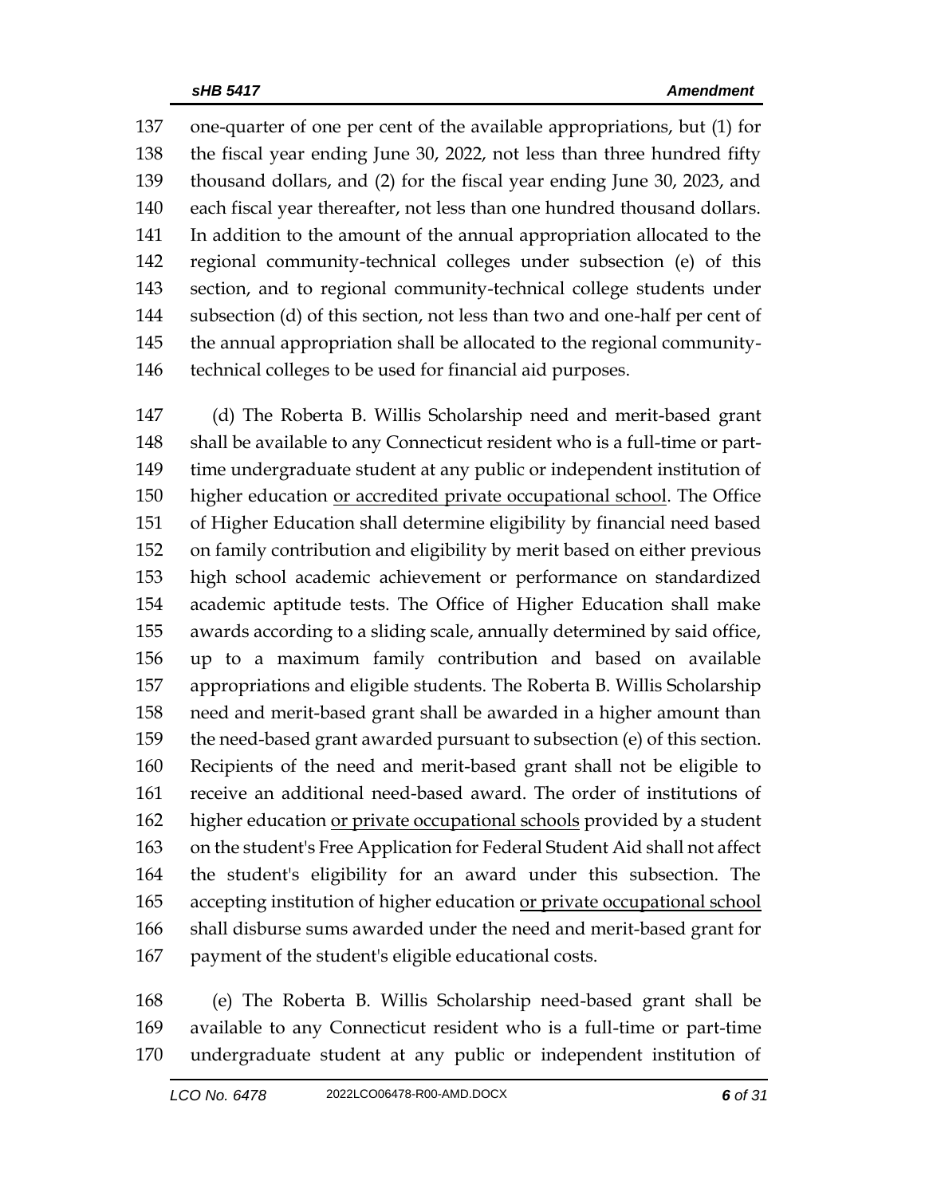one-quarter of one per cent of the available appropriations, but (1) for the fiscal year ending June 30, 2022, not less than three hundred fifty thousand dollars, and (2) for the fiscal year ending June 30, 2023, and each fiscal year thereafter, not less than one hundred thousand dollars. In addition to the amount of the annual appropriation allocated to the regional community-technical colleges under subsection (e) of this section, and to regional community-technical college students under subsection (d) of this section, not less than two and one-half per cent of the annual appropriation shall be allocated to the regional community-technical colleges to be used for financial aid purposes.

(d) The Roberta B. Willis Scholarship need and merit-based grant shall be available to any Connecticut resident who is a full-time or part-time undergraduate student at any public or independent institution of higher education <u>or accredited private occupational school</u>. The Office of Higher Education shall determine eligibility by financial need based on family contribution and eligibility by merit based on either previous high school academic achievement or performance on standardized academic aptitude tests. The Office of Higher Education shall make awards according to a sliding scale, annually determined by said office, up to a maximum family contribution and based on available appropriations and eligible students. The Roberta B. Willis Scholarship need and merit-based grant shall be awarded in a higher amount than the need-based grant awarded pursuant to subsection (e) of this section. Recipients of the need and merit-based grant shall not be eligible to receive an additional need-based award. The order of institutions of higher education <u>or private occupational schools</u> provided by a student on the student's Free Application for Federal Student Aid shall not affect the student's eligibility for an award under this subsection. The accepting institution of higher education <u>or private occupational school</u> shall disburse sums awarded under the need and merit-based grant for payment of the student's eligible educational costs.

(e) The Roberta B. Willis Scholarship need-based grant shall be available to any Connecticut resident who is a full-time or part-time undergraduate student at any public or independent institution of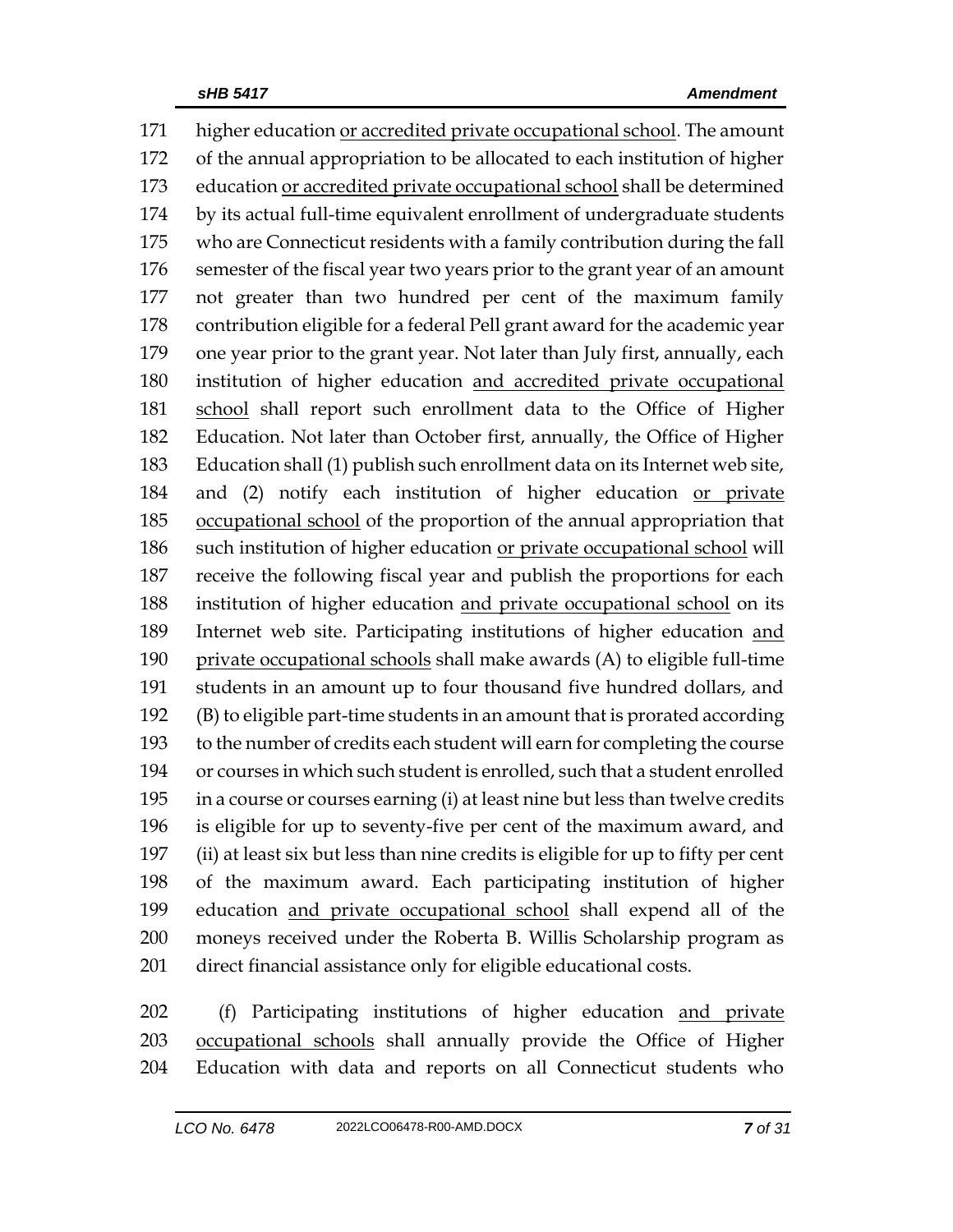171 higher education <u>or accredited private occupational school</u>. The amount
172 of the annual appropriation to be allocated to each institution of higher
173 education <u>or accredited private occupational school</u> shall be determined
174 by its actual full-time equivalent enrollment of undergraduate students
175 who are Connecticut residents with a family contribution during the fall
176 semester of the fiscal year two years prior to the grant year of an amount
177 not greater than two hundred per cent of the maximum family
178 contribution eligible for a federal Pell grant award for the academic year
179 one year prior to the grant year. Not later than July first, annually, each
180 institution of higher education <u>and accredited private occupational</u>
181 <u>school</u> shall report such enrollment data to the Office of Higher
182 Education. Not later than October first, annually, the Office of Higher
183 Education shall (1) publish such enrollment data on its Internet web site,
184 and (2) notify each institution of higher education <u>or private</u>
185 <u>occupational school</u> of the proportion of the annual appropriation that
186 such institution of higher education <u>or private occupational school</u> will
187 receive the following fiscal year and publish the proportions for each
188 institution of higher education <u>and private occupational school</u> on its
189 Internet web site. Participating institutions of higher education <u>and</u>
190 <u>private occupational schools</u> shall make awards (A) to eligible full-time
191 students in an amount up to four thousand five hundred dollars, and
192 (B) to eligible part-time students in an amount that is prorated according
193 to the number of credits each student will earn for completing the course
194 or courses in which such student is enrolled, such that a student enrolled
195 in a course or courses earning (i) at least nine but less than twelve credits
196 is eligible for up to seventy-five per cent of the maximum award, and
197 (ii) at least six but less than nine credits is eligible for up to fifty per cent
198 of the maximum award. Each participating institution of higher
199 education <u>and private occupational school</u> shall expend all of the
200 moneys received under the Roberta B. Willis Scholarship program as
201 direct financial assistance only for eligible educational costs.

202 (f) Participating institutions of higher education <u>and private</u>
203 <u>occupational schools</u> shall annually provide the Office of Higher
204 Education with data and reports on all Connecticut students who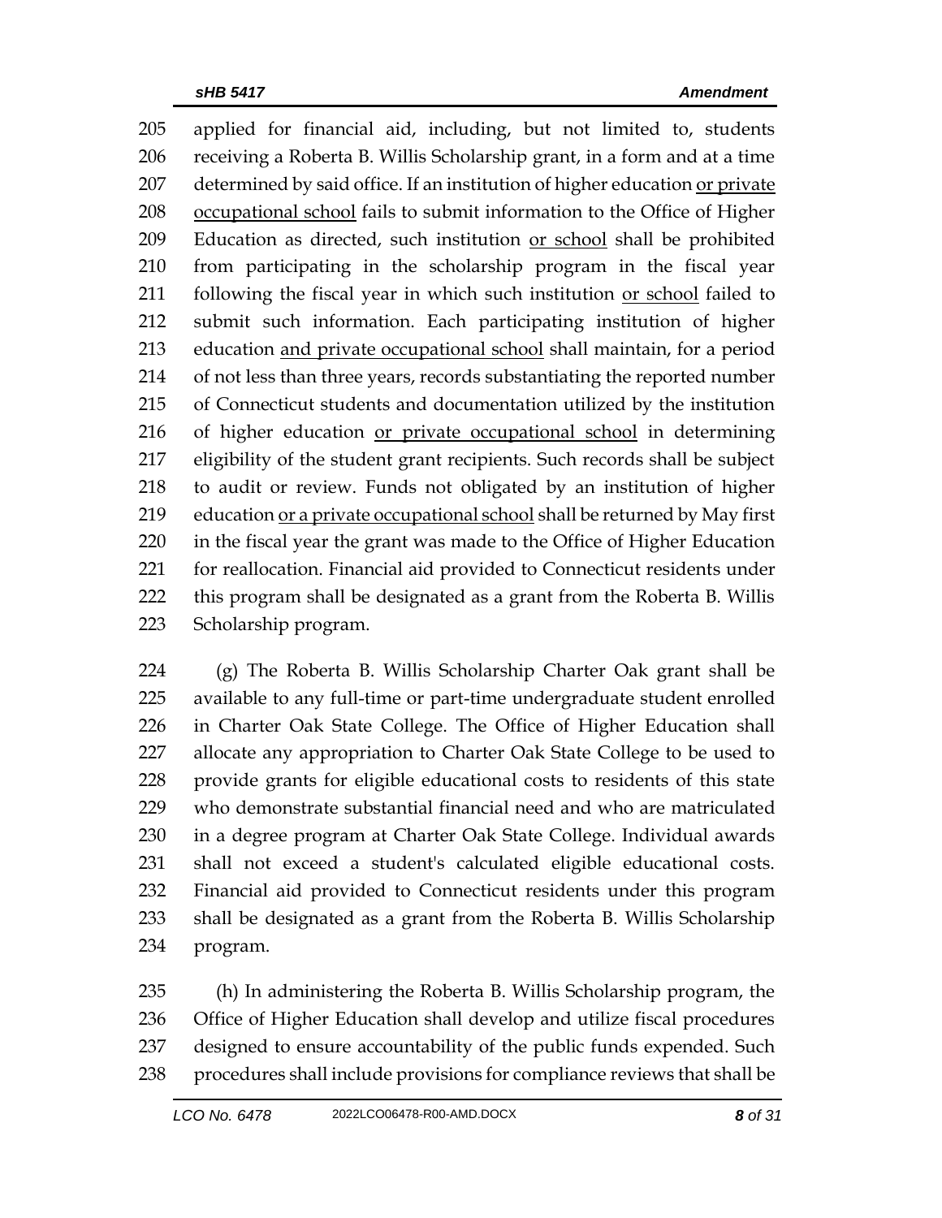applied for financial aid, including, but not limited to, students receiving a Roberta B. Willis Scholarship grant, in a form and at a time determined by said office. If an institution of higher education <u>or private occupational school</u> fails to submit information to the Office of Higher Education as directed, such institution <u>or school</u> shall be prohibited from participating in the scholarship program in the fiscal year following the fiscal year in which such institution <u>or school</u> failed to submit such information. Each participating institution of higher education <u>and private occupational school</u> shall maintain, for a period of not less than three years, records substantiating the reported number of Connecticut students and documentation utilized by the institution of higher education <u>or private occupational school</u> in determining eligibility of the student grant recipients. Such records shall be subject to audit or review. Funds not obligated by an institution of higher education <u>or a private occupational school</u> shall be returned by May first in the fiscal year the grant was made to the Office of Higher Education for reallocation. Financial aid provided to Connecticut residents under this program shall be designated as a grant from the Roberta B. Willis Scholarship program.

(g) The Roberta B. Willis Scholarship Charter Oak grant shall be available to any full-time or part-time undergraduate student enrolled in Charter Oak State College. The Office of Higher Education shall allocate any appropriation to Charter Oak State College to be used to provide grants for eligible educational costs to residents of this state who demonstrate substantial financial need and who are matriculated in a degree program at Charter Oak State College. Individual awards shall not exceed a student's calculated eligible educational costs. Financial aid provided to Connecticut residents under this program shall be designated as a grant from the Roberta B. Willis Scholarship program.

(h) In administering the Roberta B. Willis Scholarship program, the Office of Higher Education shall develop and utilize fiscal procedures designed to ensure accountability of the public funds expended. Such procedures shall include provisions for compliance reviews that shall be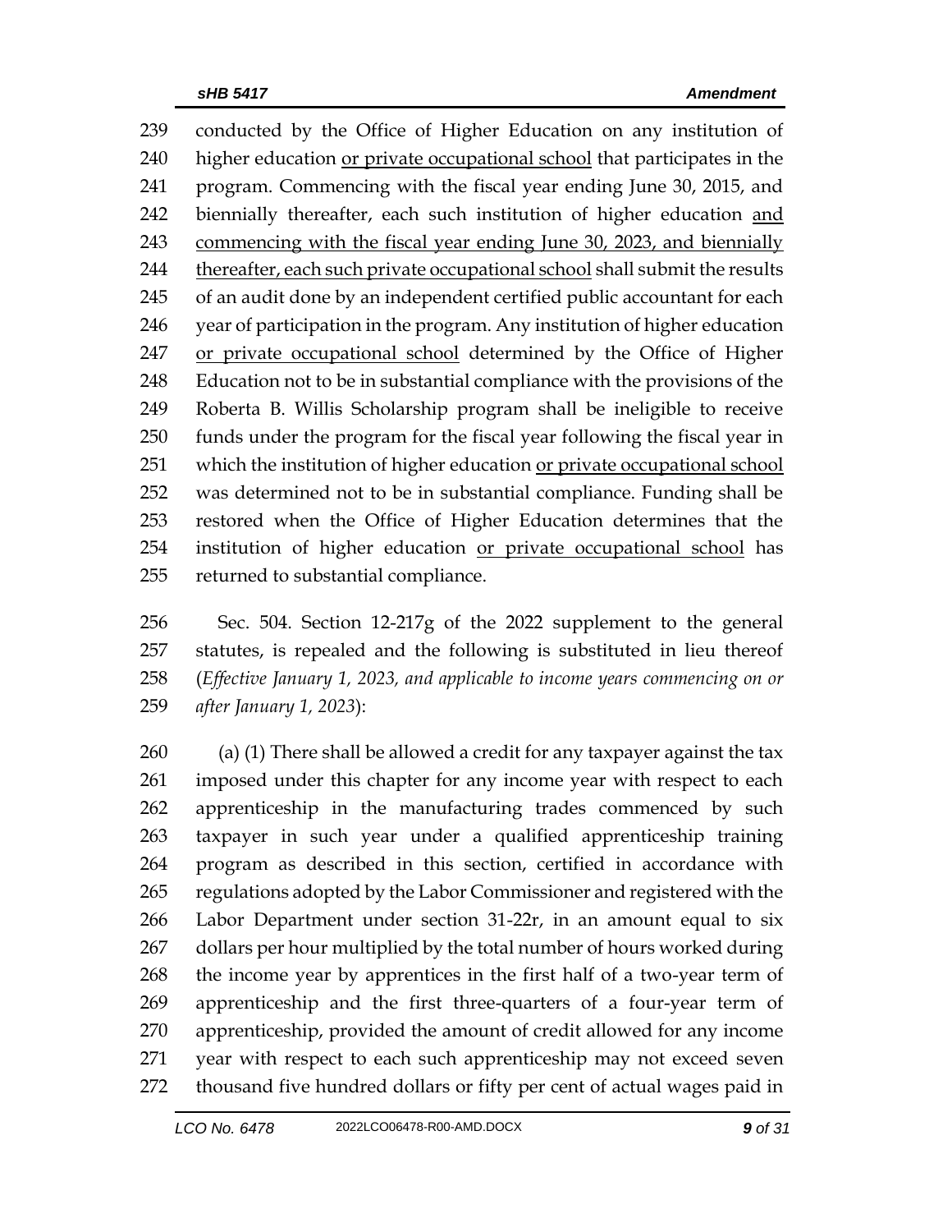conducted by the Office of Higher Education on any institution of higher education <u>or private occupational school</u> that participates in the program. Commencing with the fiscal year ending June 30, 2015, and biennially thereafter, each such institution of higher education <u>and commencing with the fiscal year ending June 30, 2023, and biennially thereafter, each such private occupational school</u> shall submit the results of an audit done by an independent certified public accountant for each year of participation in the program. Any institution of higher education <u>or private occupational school</u> determined by the Office of Higher Education not to be in substantial compliance with the provisions of the Roberta B. Willis Scholarship program shall be ineligible to receive funds under the program for the fiscal year following the fiscal year in which the institution of higher education <u>or private occupational school</u> was determined not to be in substantial compliance. Funding shall be restored when the Office of Higher Education determines that the institution of higher education <u>or private occupational school</u> has returned to substantial compliance.

Sec. 504. Section 12-217g of the 2022 supplement to the general statutes, is repealed and the following is substituted in lieu thereof (*Effective January 1, 2023, and applicable to income years commencing on or after January 1, 2023*):

(a) (1) There shall be allowed a credit for any taxpayer against the tax imposed under this chapter for any income year with respect to each apprenticeship in the manufacturing trades commenced by such taxpayer in such year under a qualified apprenticeship training program as described in this section, certified in accordance with regulations adopted by the Labor Commissioner and registered with the Labor Department under section 31-22r, in an amount equal to six dollars per hour multiplied by the total number of hours worked during the income year by apprentices in the first half of a two-year term of apprenticeship and the first three-quarters of a four-year term of apprenticeship, provided the amount of credit allowed for any income year with respect to each such apprenticeship may not exceed seven thousand five hundred dollars or fifty per cent of actual wages paid in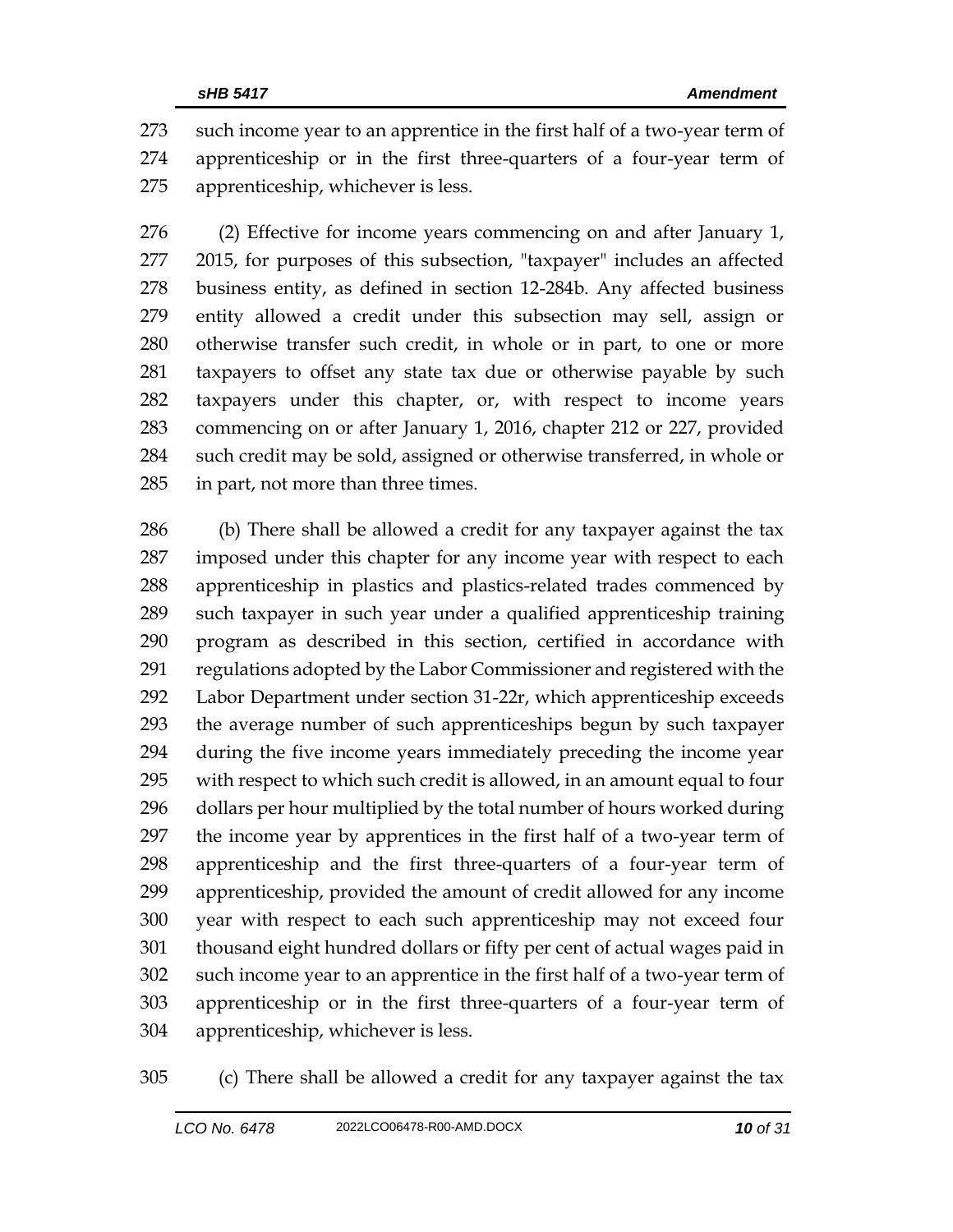such income year to an apprentice in the first half of a two-year term of apprenticeship or in the first three-quarters of a four-year term of apprenticeship, whichever is less.

(2) Effective for income years commencing on and after January 1, 2015, for purposes of this subsection, "taxpayer" includes an affected business entity, as defined in section 12-284b. Any affected business entity allowed a credit under this subsection may sell, assign or otherwise transfer such credit, in whole or in part, to one or more taxpayers to offset any state tax due or otherwise payable by such taxpayers under this chapter, or, with respect to income years commencing on or after January 1, 2016, chapter 212 or 227, provided such credit may be sold, assigned or otherwise transferred, in whole or in part, not more than three times.

(b) There shall be allowed a credit for any taxpayer against the tax imposed under this chapter for any income year with respect to each apprenticeship in plastics and plastics-related trades commenced by such taxpayer in such year under a qualified apprenticeship training program as described in this section, certified in accordance with regulations adopted by the Labor Commissioner and registered with the Labor Department under section 31-22r, which apprenticeship exceeds the average number of such apprenticeships begun by such taxpayer during the five income years immediately preceding the income year with respect to which such credit is allowed, in an amount equal to four dollars per hour multiplied by the total number of hours worked during the income year by apprentices in the first half of a two-year term of apprenticeship and the first three-quarters of a four-year term of apprenticeship, provided the amount of credit allowed for any income year with respect to each such apprenticeship may not exceed four thousand eight hundred dollars or fifty per cent of actual wages paid in such income year to an apprentice in the first half of a two-year term of apprenticeship or in the first three-quarters of a four-year term of apprenticeship, whichever is less.

(c) There shall be allowed a credit for any taxpayer against the tax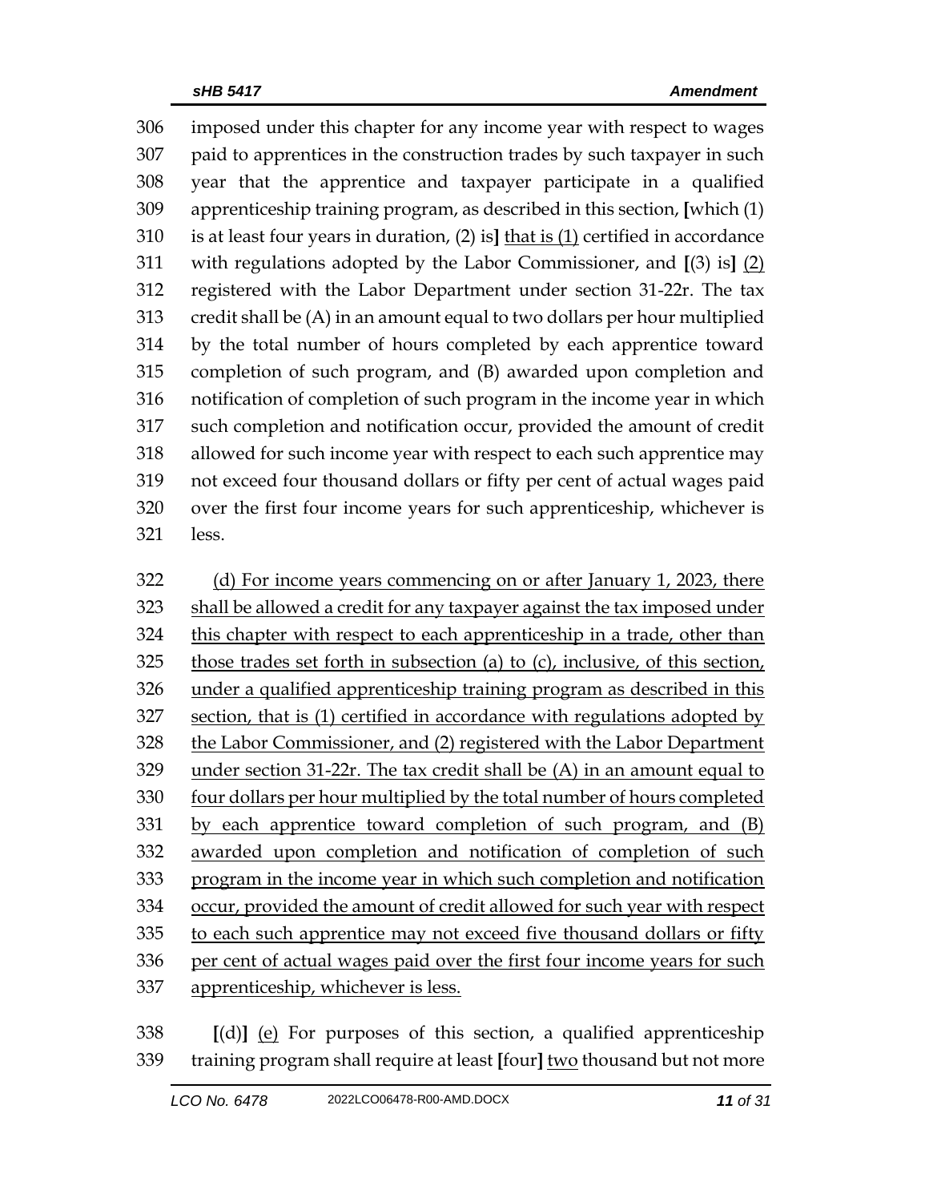306 imposed under this chapter for any income year with respect to wages
307 paid to apprentices in the construction trades by such taxpayer in such
308 year that the apprentice and taxpayer participate in a qualified
309 apprenticeship training program, as described in this section, **[**which (1)
310 is at least four years in duration, (2) is**]** <u>that is (1)</u> certified in accordance
311 with regulations adopted by the Labor Commissioner, and **[**(3) is**]** <u>(2)</u>
312 registered with the Labor Department under section 31-22r. The tax
313 credit shall be (A) in an amount equal to two dollars per hour multiplied
314 by the total number of hours completed by each apprentice toward
315 completion of such program, and (B) awarded upon completion and
316 notification of completion of such program in the income year in which
317 such completion and notification occur, provided the amount of credit
318 allowed for such income year with respect to each such apprentice may
319 not exceed four thousand dollars or fifty per cent of actual wages paid
320 over the first four income years for such apprenticeship, whichever is
321 less.

322 <u>(d) For income years commencing on or after January 1, 2023, there</u>
323 <u>shall be allowed a credit for any taxpayer against the tax imposed under</u>
324 <u>this chapter with respect to each apprenticeship in a trade, other than</u>
325 <u>those trades set forth in subsection (a) to (c), inclusive, of this section,</u>
326 <u>under a qualified apprenticeship training program as described in this</u>
327 <u>section, that is (1) certified in accordance with regulations adopted by</u>
328 <u>the Labor Commissioner, and (2) registered with the Labor Department</u>
329 <u>under section 31-22r. The tax credit shall be (A) in an amount equal to</u>
330 <u>four dollars per hour multiplied by the total number of hours completed</u>
331 <u>by each apprentice toward completion of such program, and (B)</u>
332 <u>awarded upon completion and notification of completion of such</u>
333 <u>program in the income year in which such completion and notification</u>
334 <u>occur, provided the amount of credit allowed for such year with respect</u>
335 <u>to each such apprentice may not exceed five thousand dollars or fifty</u>
336 <u>per cent of actual wages paid over the first four income years for such</u>
337 <u>apprenticeship, whichever is less.</u>

338 **[**(d)**]** <u>(e)</u> For purposes of this section, a qualified apprenticeship
339 training program shall require at least **[**four**]** <u>two</u> thousand but not more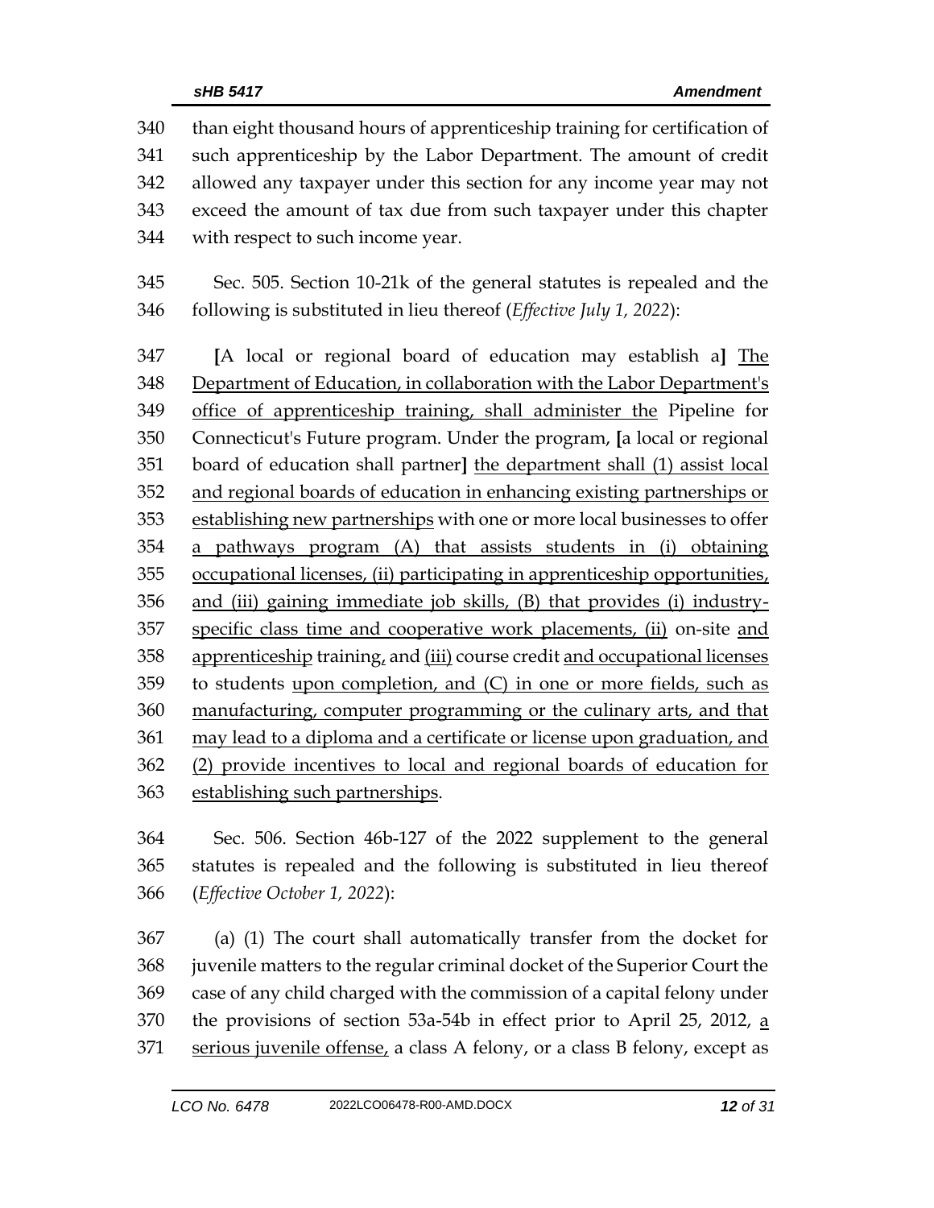than eight thousand hours of apprenticeship training for certification of such apprenticeship by the Labor Department. The amount of credit allowed any taxpayer under this section for any income year may not exceed the amount of tax due from such taxpayer under this chapter with respect to such income year.

Sec. 505. Section 10-21k of the general statutes is repealed and the following is substituted in lieu thereof (*Effective July 1, 2022*):

[A local or regional board of education may establish a] The Department of Education, in collaboration with the Labor Department's office of apprenticeship training, shall administer the Pipeline for Connecticut's Future program. Under the program, [a local or regional board of education shall partner] the department shall (1) assist local and regional boards of education in enhancing existing partnerships or establishing new partnerships with one or more local businesses to offer a pathways program (A) that assists students in (i) obtaining occupational licenses, (ii) participating in apprenticeship opportunities, and (iii) gaining immediate job skills, (B) that provides (i) industry-specific class time and cooperative work placements, (ii) on-site and apprenticeship training, and (iii) course credit and occupational licenses to students upon completion, and (C) in one or more fields, such as manufacturing, computer programming or the culinary arts, and that may lead to a diploma and a certificate or license upon graduation, and (2) provide incentives to local and regional boards of education for establishing such partnerships.

Sec. 506. Section 46b-127 of the 2022 supplement to the general statutes is repealed and the following is substituted in lieu thereof (*Effective October 1, 2022*):

(a) (1) The court shall automatically transfer from the docket for juvenile matters to the regular criminal docket of the Superior Court the case of any child charged with the commission of a capital felony under the provisions of section 53a-54b in effect prior to April 25, 2012, a serious juvenile offense, a class A felony, or a class B felony, except as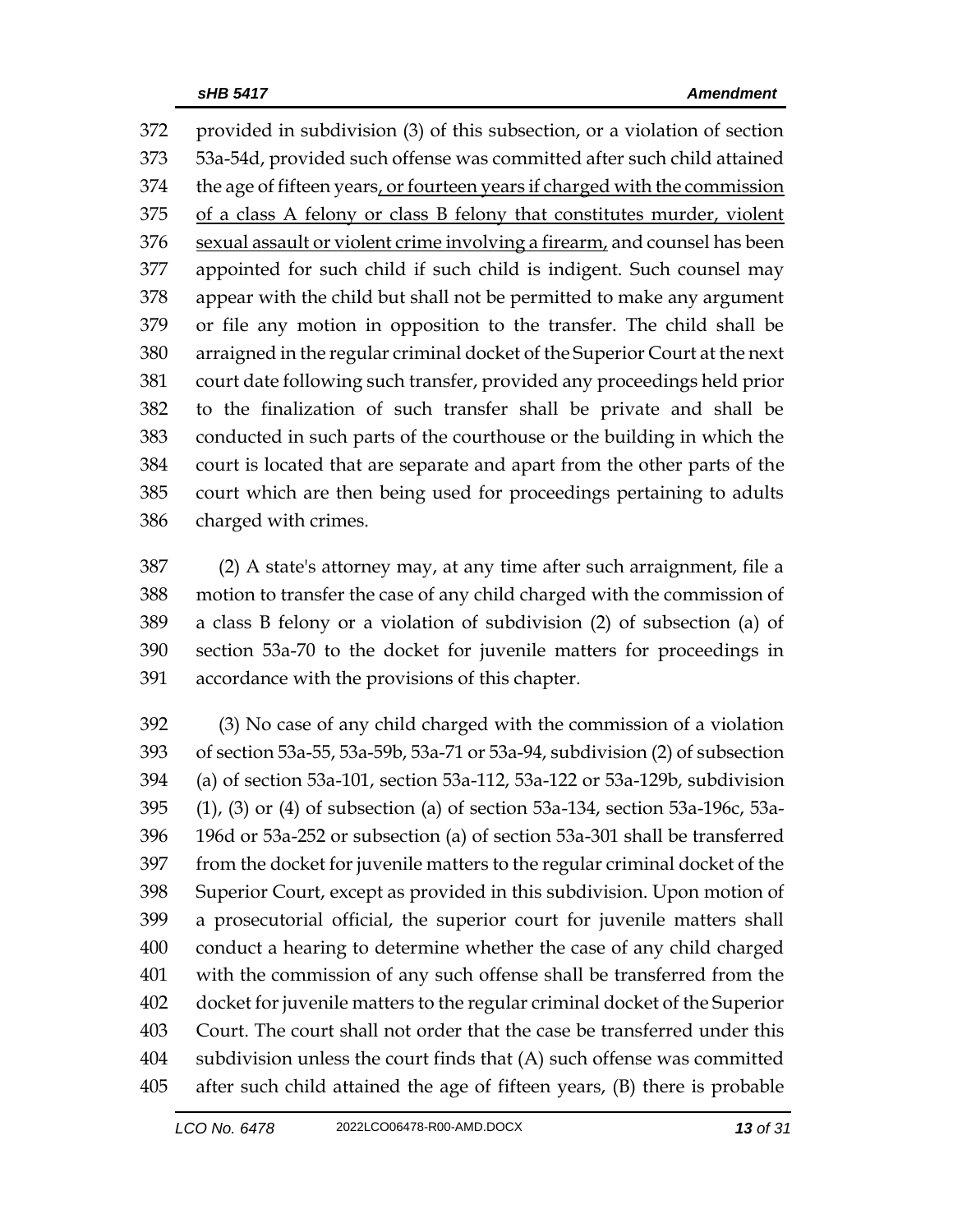372 provided in subdivision (3) of this subsection, or a violation of section 373 53a-54d, provided such offense was committed after such child attained 374 the age of fifteen years<u>, or fourteen years if charged with the commission 375 of a class A felony or class B felony that constitutes murder, violent 376 sexual assault or violent crime involving a firearm,</u> and counsel has been 377 appointed for such child if such child is indigent. Such counsel may 378 appear with the child but shall not be permitted to make any argument 379 or file any motion in opposition to the transfer. The child shall be 380 arraigned in the regular criminal docket of the Superior Court at the next 381 court date following such transfer, provided any proceedings held prior 382 to the finalization of such transfer shall be private and shall be 383 conducted in such parts of the courthouse or the building in which the 384 court is located that are separate and apart from the other parts of the 385 court which are then being used for proceedings pertaining to adults 386 charged with crimes.

387 (2) A state's attorney may, at any time after such arraignment, file a 388 motion to transfer the case of any child charged with the commission of 389 a class B felony or a violation of subdivision (2) of subsection (a) of 390 section 53a-70 to the docket for juvenile matters for proceedings in 391 accordance with the provisions of this chapter.

392 (3) No case of any child charged with the commission of a violation 393 of section 53a-55, 53a-59b, 53a-71 or 53a-94, subdivision (2) of subsection 394 (a) of section 53a-101, section 53a-112, 53a-122 or 53a-129b, subdivision 395 (1), (3) or (4) of subsection (a) of section 53a-134, section 53a-196c, 53a-396 196d or 53a-252 or subsection (a) of section 53a-301 shall be transferred 397 from the docket for juvenile matters to the regular criminal docket of the 398 Superior Court, except as provided in this subdivision. Upon motion of 399 a prosecutorial official, the superior court for juvenile matters shall 400 conduct a hearing to determine whether the case of any child charged 401 with the commission of any such offense shall be transferred from the 402 docket for juvenile matters to the regular criminal docket of the Superior 403 Court. The court shall not order that the case be transferred under this 404 subdivision unless the court finds that (A) such offense was committed 405 after such child attained the age of fifteen years, (B) there is probable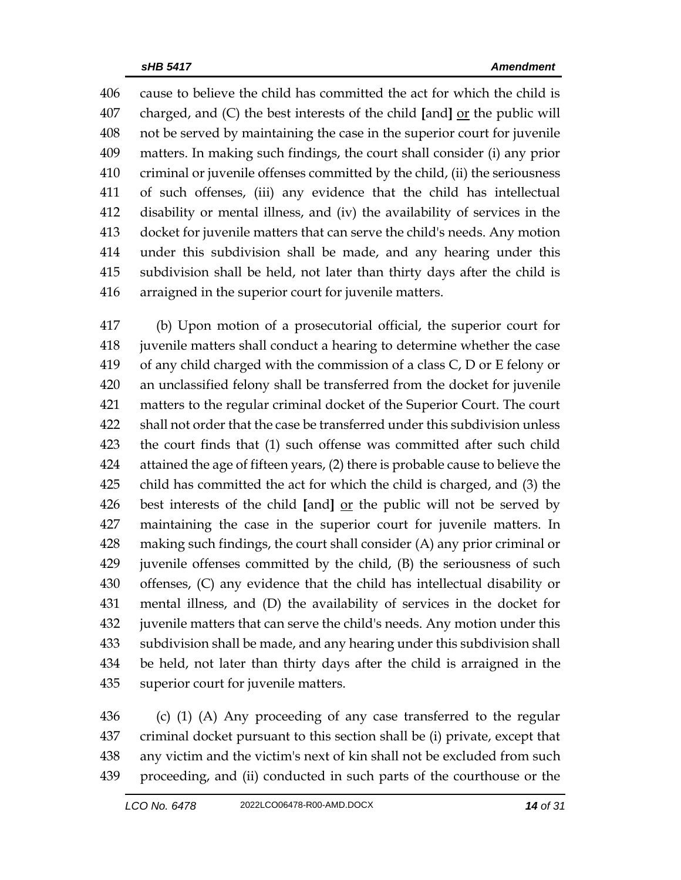cause to believe the child has committed the act for which the child is charged, and (C) the best interests of the child [and] <u>or</u> the public will not be served by maintaining the case in the superior court for juvenile matters. In making such findings, the court shall consider (i) any prior criminal or juvenile offenses committed by the child, (ii) the seriousness of such offenses, (iii) any evidence that the child has intellectual disability or mental illness, and (iv) the availability of services in the docket for juvenile matters that can serve the child's needs. Any motion under this subdivision shall be made, and any hearing under this subdivision shall be held, not later than thirty days after the child is arraigned in the superior court for juvenile matters.

(b) Upon motion of a prosecutorial official, the superior court for juvenile matters shall conduct a hearing to determine whether the case of any child charged with the commission of a class C, D or E felony or an unclassified felony shall be transferred from the docket for juvenile matters to the regular criminal docket of the Superior Court. The court shall not order that the case be transferred under this subdivision unless the court finds that (1) such offense was committed after such child attained the age of fifteen years, (2) there is probable cause to believe the child has committed the act for which the child is charged, and (3) the best interests of the child [and] <u>or</u> the public will not be served by maintaining the case in the superior court for juvenile matters. In making such findings, the court shall consider (A) any prior criminal or juvenile offenses committed by the child, (B) the seriousness of such offenses, (C) any evidence that the child has intellectual disability or mental illness, and (D) the availability of services in the docket for juvenile matters that can serve the child's needs. Any motion under this subdivision shall be made, and any hearing under this subdivision shall be held, not later than thirty days after the child is arraigned in the superior court for juvenile matters.

(c) (1) (A) Any proceeding of any case transferred to the regular criminal docket pursuant to this section shall be (i) private, except that any victim and the victim's next of kin shall not be excluded from such proceeding, and (ii) conducted in such parts of the courthouse or the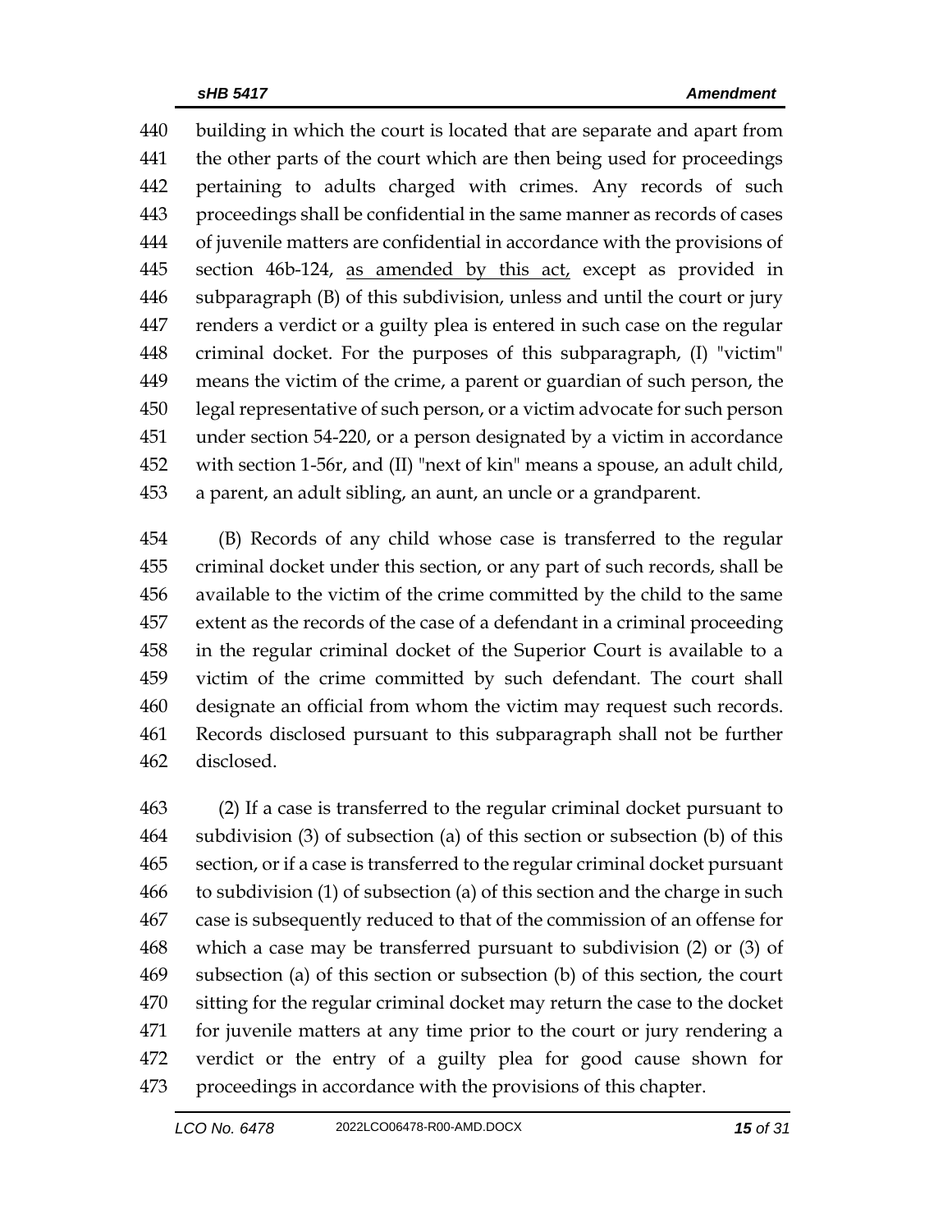440 building in which the court is located that are separate and apart from
441 the other parts of the court which are then being used for proceedings
442 pertaining to adults charged with crimes. Any records of such
443 proceedings shall be confidential in the same manner as records of cases
444 of juvenile matters are confidential in accordance with the provisions of
445 section 46b-124, <u>as amended by this act,</u> except as provided in
446 subparagraph (B) of this subdivision, unless and until the court or jury
447 renders a verdict or a guilty plea is entered in such case on the regular
448 criminal docket. For the purposes of this subparagraph, (I) "victim"
449 means the victim of the crime, a parent or guardian of such person, the
450 legal representative of such person, or a victim advocate for such person
451 under section 54-220, or a person designated by a victim in accordance
452 with section 1-56r, and (II) "next of kin" means a spouse, an adult child,
453 a parent, an adult sibling, an aunt, an uncle or a grandparent.

454 (B) Records of any child whose case is transferred to the regular
455 criminal docket under this section, or any part of such records, shall be
456 available to the victim of the crime committed by the child to the same
457 extent as the records of the case of a defendant in a criminal proceeding
458 in the regular criminal docket of the Superior Court is available to a
459 victim of the crime committed by such defendant. The court shall
460 designate an official from whom the victim may request such records.
461 Records disclosed pursuant to this subparagraph shall not be further
462 disclosed.

463 (2) If a case is transferred to the regular criminal docket pursuant to
464 subdivision (3) of subsection (a) of this section or subsection (b) of this
465 section, or if a case is transferred to the regular criminal docket pursuant
466 to subdivision (1) of subsection (a) of this section and the charge in such
467 case is subsequently reduced to that of the commission of an offense for
468 which a case may be transferred pursuant to subdivision (2) or (3) of
469 subsection (a) of this section or subsection (b) of this section, the court
470 sitting for the regular criminal docket may return the case to the docket
471 for juvenile matters at any time prior to the court or jury rendering a
472 verdict or the entry of a guilty plea for good cause shown for
473 proceedings in accordance with the provisions of this chapter.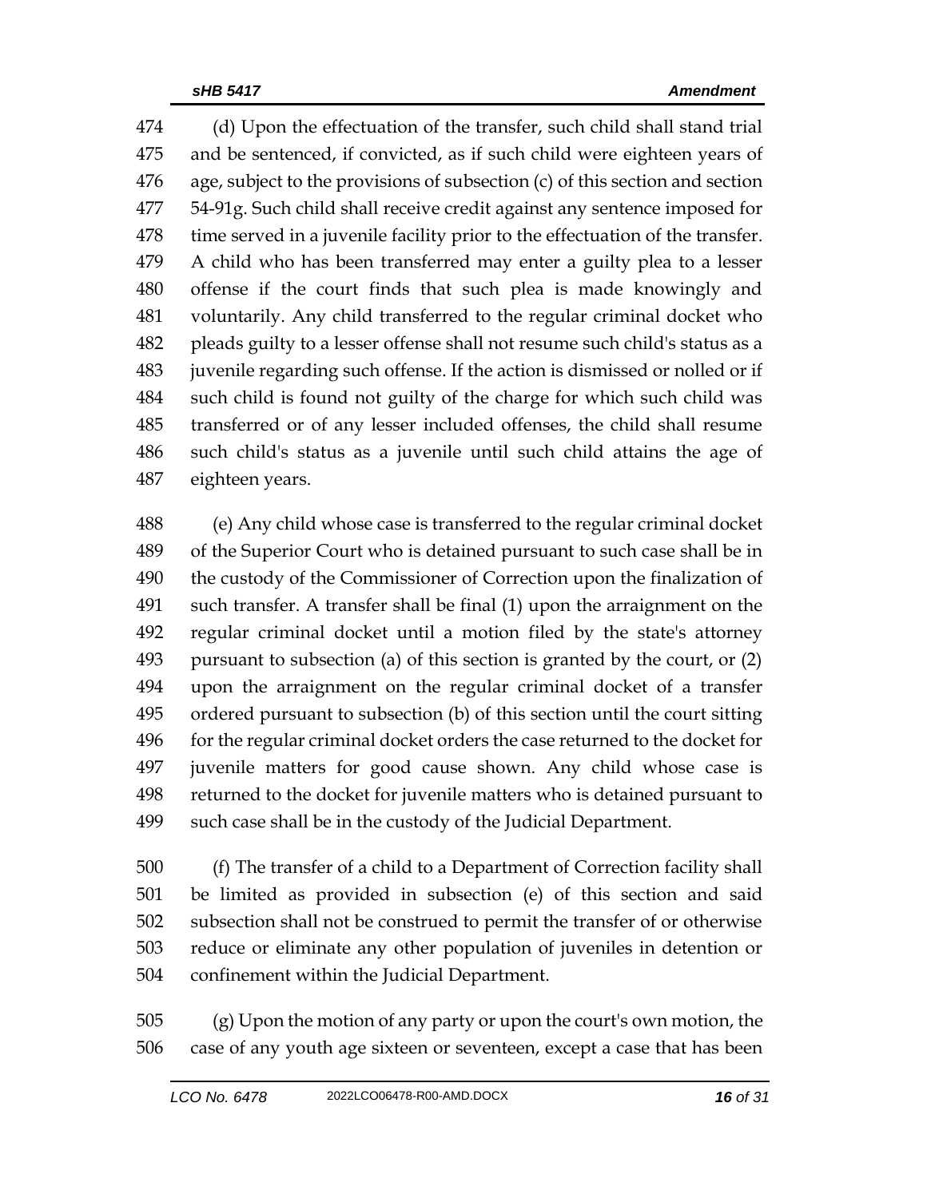(d) Upon the effectuation of the transfer, such child shall stand trial and be sentenced, if convicted, as if such child were eighteen years of age, subject to the provisions of subsection (c) of this section and section 54-91g. Such child shall receive credit against any sentence imposed for time served in a juvenile facility prior to the effectuation of the transfer. A child who has been transferred may enter a guilty plea to a lesser offense if the court finds that such plea is made knowingly and voluntarily. Any child transferred to the regular criminal docket who pleads guilty to a lesser offense shall not resume such child's status as a juvenile regarding such offense. If the action is dismissed or nolled or if such child is found not guilty of the charge for which such child was transferred or of any lesser included offenses, the child shall resume such child's status as a juvenile until such child attains the age of eighteen years.

(e) Any child whose case is transferred to the regular criminal docket of the Superior Court who is detained pursuant to such case shall be in the custody of the Commissioner of Correction upon the finalization of such transfer. A transfer shall be final (1) upon the arraignment on the regular criminal docket until a motion filed by the state's attorney pursuant to subsection (a) of this section is granted by the court, or (2) upon the arraignment on the regular criminal docket of a transfer ordered pursuant to subsection (b) of this section until the court sitting for the regular criminal docket orders the case returned to the docket for juvenile matters for good cause shown. Any child whose case is returned to the docket for juvenile matters who is detained pursuant to such case shall be in the custody of the Judicial Department.

(f) The transfer of a child to a Department of Correction facility shall be limited as provided in subsection (e) of this section and said subsection shall not be construed to permit the transfer of or otherwise reduce or eliminate any other population of juveniles in detention or confinement within the Judicial Department.

(g) Upon the motion of any party or upon the court's own motion, the case of any youth age sixteen or seventeen, except a case that has been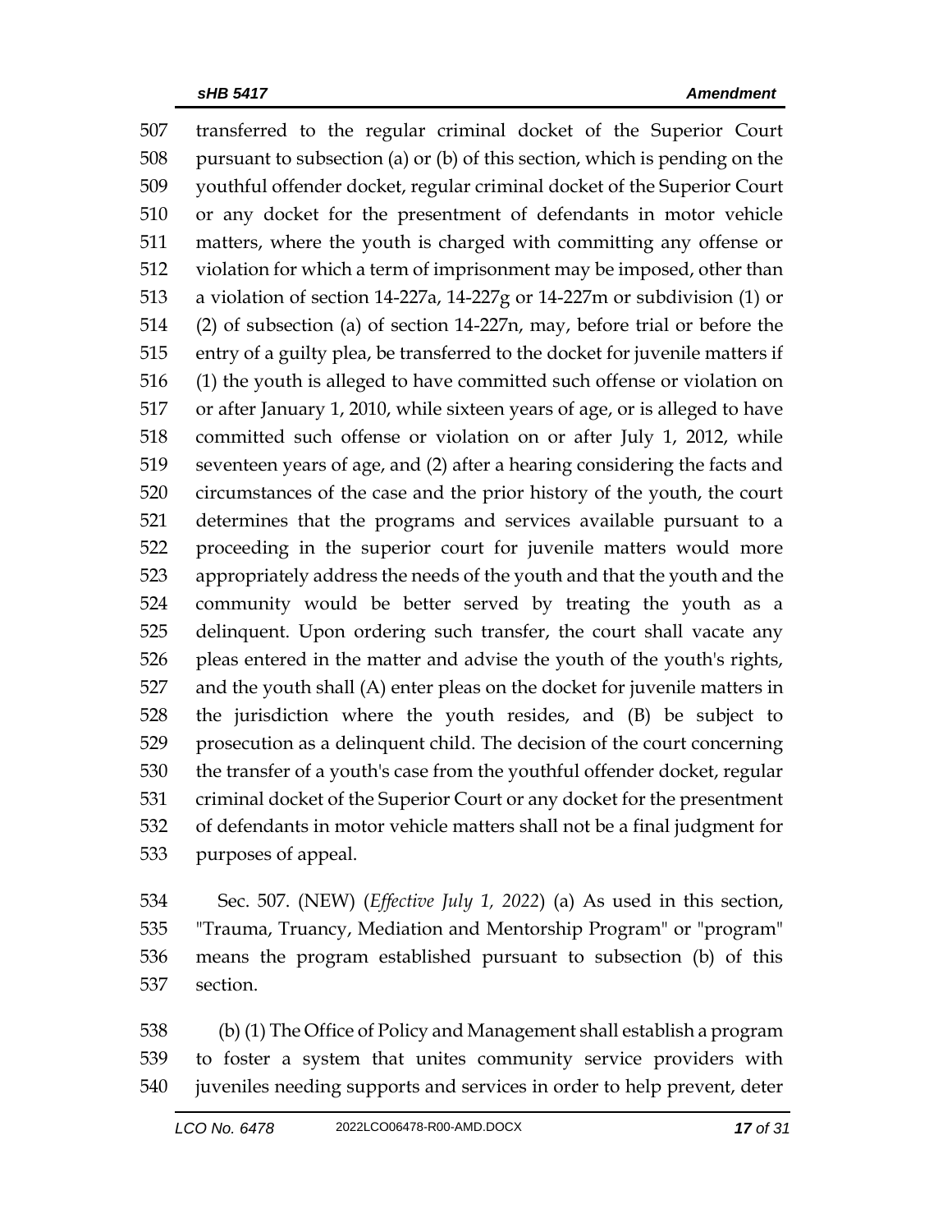transferred to the regular criminal docket of the Superior Court pursuant to subsection (a) or (b) of this section, which is pending on the youthful offender docket, regular criminal docket of the Superior Court or any docket for the presentment of defendants in motor vehicle matters, where the youth is charged with committing any offense or violation for which a term of imprisonment may be imposed, other than a violation of section 14-227a, 14-227g or 14-227m or subdivision (1) or (2) of subsection (a) of section 14-227n, may, before trial or before the entry of a guilty plea, be transferred to the docket for juvenile matters if (1) the youth is alleged to have committed such offense or violation on or after January 1, 2010, while sixteen years of age, or is alleged to have committed such offense or violation on or after July 1, 2012, while seventeen years of age, and (2) after a hearing considering the facts and circumstances of the case and the prior history of the youth, the court determines that the programs and services available pursuant to a proceeding in the superior court for juvenile matters would more appropriately address the needs of the youth and that the youth and the community would be better served by treating the youth as a delinquent. Upon ordering such transfer, the court shall vacate any pleas entered in the matter and advise the youth of the youth's rights, and the youth shall (A) enter pleas on the docket for juvenile matters in the jurisdiction where the youth resides, and (B) be subject to prosecution as a delinquent child. The decision of the court concerning the transfer of a youth's case from the youthful offender docket, regular criminal docket of the Superior Court or any docket for the presentment of defendants in motor vehicle matters shall not be a final judgment for purposes of appeal.

Sec. 507. (NEW) (*Effective July 1, 2022*) (a) As used in this section, "Trauma, Truancy, Mediation and Mentorship Program" or "program" means the program established pursuant to subsection (b) of this section.

(b) (1) The Office of Policy and Management shall establish a program to foster a system that unites community service providers with juveniles needing supports and services in order to help prevent, deter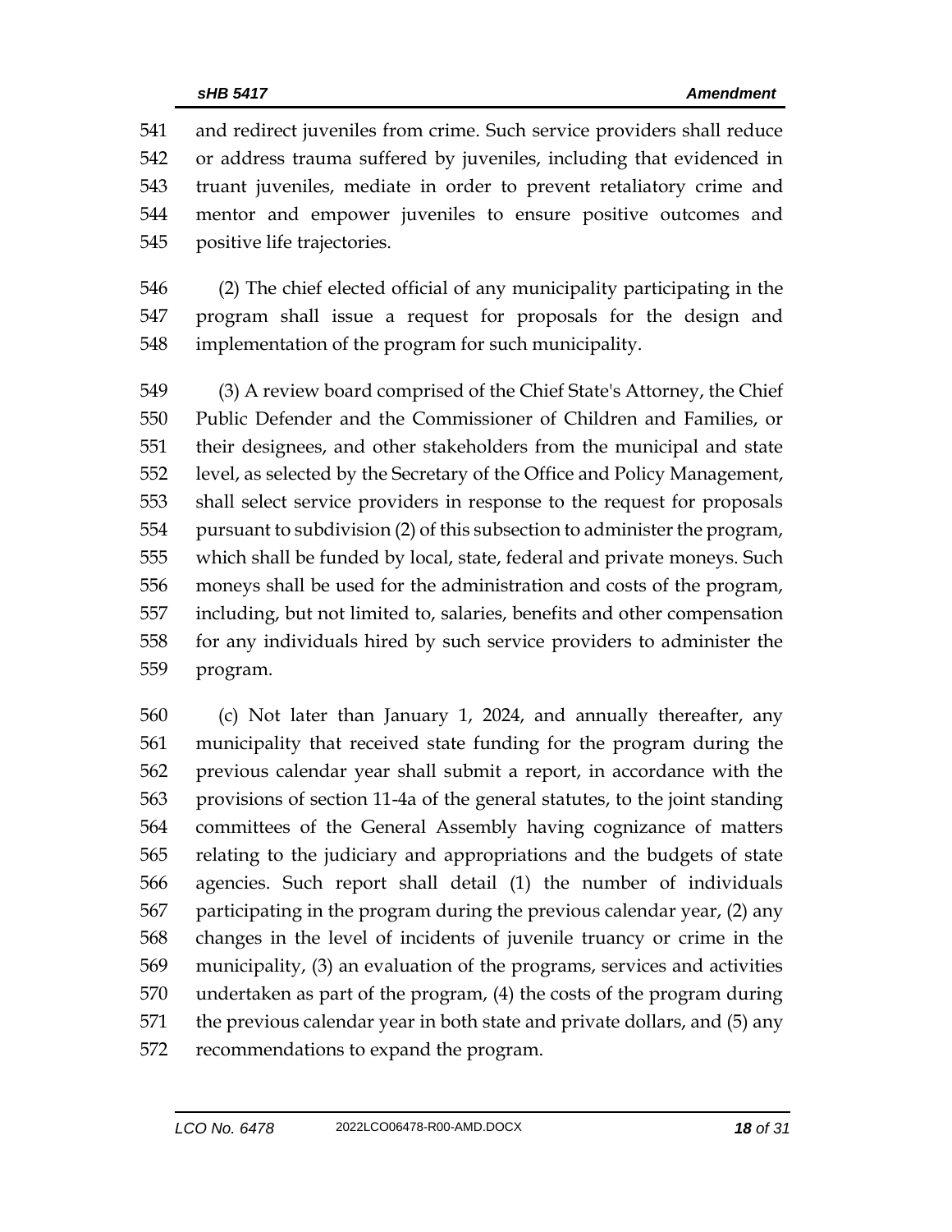and redirect juveniles from crime. Such service providers shall reduce or address trauma suffered by juveniles, including that evidenced in truant juveniles, mediate in order to prevent retaliatory crime and mentor and empower juveniles to ensure positive outcomes and positive life trajectories.

(2) The chief elected official of any municipality participating in the program shall issue a request for proposals for the design and implementation of the program for such municipality.

(3) A review board comprised of the Chief State's Attorney, the Chief Public Defender and the Commissioner of Children and Families, or their designees, and other stakeholders from the municipal and state level, as selected by the Secretary of the Office and Policy Management, shall select service providers in response to the request for proposals pursuant to subdivision (2) of this subsection to administer the program, which shall be funded by local, state, federal and private moneys. Such moneys shall be used for the administration and costs of the program, including, but not limited to, salaries, benefits and other compensation for any individuals hired by such service providers to administer the program.

(c) Not later than January 1, 2024, and annually thereafter, any municipality that received state funding for the program during the previous calendar year shall submit a report, in accordance with the provisions of section 11-4a of the general statutes, to the joint standing committees of the General Assembly having cognizance of matters relating to the judiciary and appropriations and the budgets of state agencies. Such report shall detail (1) the number of individuals participating in the program during the previous calendar year, (2) any changes in the level of incidents of juvenile truancy or crime in the municipality, (3) an evaluation of the programs, services and activities undertaken as part of the program, (4) the costs of the program during the previous calendar year in both state and private dollars, and (5) any recommendations to expand the program.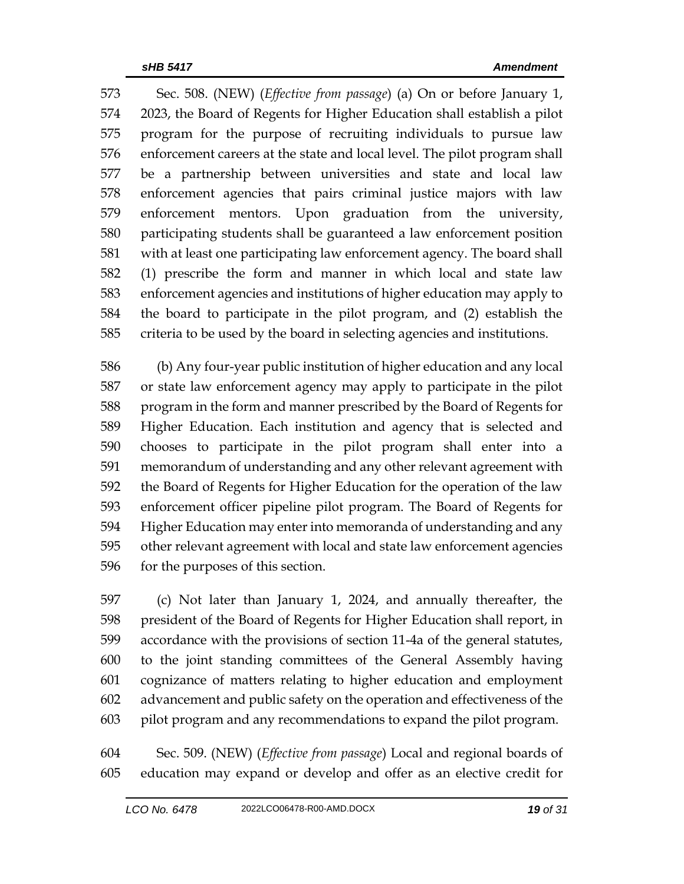Sec. 508. (NEW) (*Effective from passage*) (a) On or before January 1, 2023, the Board of Regents for Higher Education shall establish a pilot program for the purpose of recruiting individuals to pursue law enforcement careers at the state and local level. The pilot program shall be a partnership between universities and state and local law enforcement agencies that pairs criminal justice majors with law enforcement mentors. Upon graduation from the university, participating students shall be guaranteed a law enforcement position with at least one participating law enforcement agency. The board shall (1) prescribe the form and manner in which local and state law enforcement agencies and institutions of higher education may apply to the board to participate in the pilot program, and (2) establish the criteria to be used by the board in selecting agencies and institutions.

(b) Any four-year public institution of higher education and any local or state law enforcement agency may apply to participate in the pilot program in the form and manner prescribed by the Board of Regents for Higher Education. Each institution and agency that is selected and chooses to participate in the pilot program shall enter into a memorandum of understanding and any other relevant agreement with the Board of Regents for Higher Education for the operation of the law enforcement officer pipeline pilot program. The Board of Regents for Higher Education may enter into memoranda of understanding and any other relevant agreement with local and state law enforcement agencies for the purposes of this section.

(c) Not later than January 1, 2024, and annually thereafter, the president of the Board of Regents for Higher Education shall report, in accordance with the provisions of section 11-4a of the general statutes, to the joint standing committees of the General Assembly having cognizance of matters relating to higher education and employment advancement and public safety on the operation and effectiveness of the pilot program and any recommendations to expand the pilot program.

Sec. 509. (NEW) (*Effective from passage*) Local and regional boards of education may expand or develop and offer as an elective credit for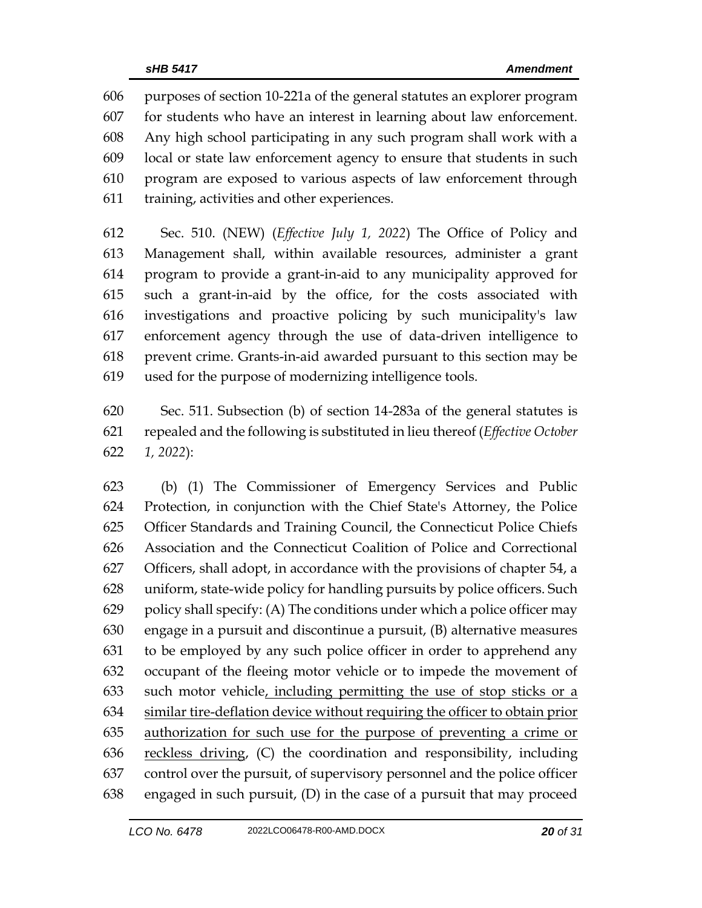purposes of section 10-221a of the general statutes an explorer program for students who have an interest in learning about law enforcement. Any high school participating in any such program shall work with a local or state law enforcement agency to ensure that students in such program are exposed to various aspects of law enforcement through training, activities and other experiences.

Sec. 510. (NEW) (*Effective July 1, 2022*) The Office of Policy and Management shall, within available resources, administer a grant program to provide a grant-in-aid to any municipality approved for such a grant-in-aid by the office, for the costs associated with investigations and proactive policing by such municipality's law enforcement agency through the use of data-driven intelligence to prevent crime. Grants-in-aid awarded pursuant to this section may be used for the purpose of modernizing intelligence tools.

Sec. 511. Subsection (b) of section 14-283a of the general statutes is repealed and the following is substituted in lieu thereof (*Effective October 1, 2022*):

(b) (1) The Commissioner of Emergency Services and Public Protection, in conjunction with the Chief State's Attorney, the Police Officer Standards and Training Council, the Connecticut Police Chiefs Association and the Connecticut Coalition of Police and Correctional Officers, shall adopt, in accordance with the provisions of chapter 54, a uniform, state-wide policy for handling pursuits by police officers. Such policy shall specify: (A) The conditions under which a police officer may engage in a pursuit and discontinue a pursuit, (B) alternative measures to be employed by any such police officer in order to apprehend any occupant of the fleeing motor vehicle or to impede the movement of such motor vehicle<u>, including permitting the use of stop sticks or a similar tire-deflation device without requiring the officer to obtain prior authorization for such use for the purpose of preventing a crime or reckless driving</u>, (C) the coordination and responsibility, including control over the pursuit, of supervisory personnel and the police officer engaged in such pursuit, (D) in the case of a pursuit that may proceed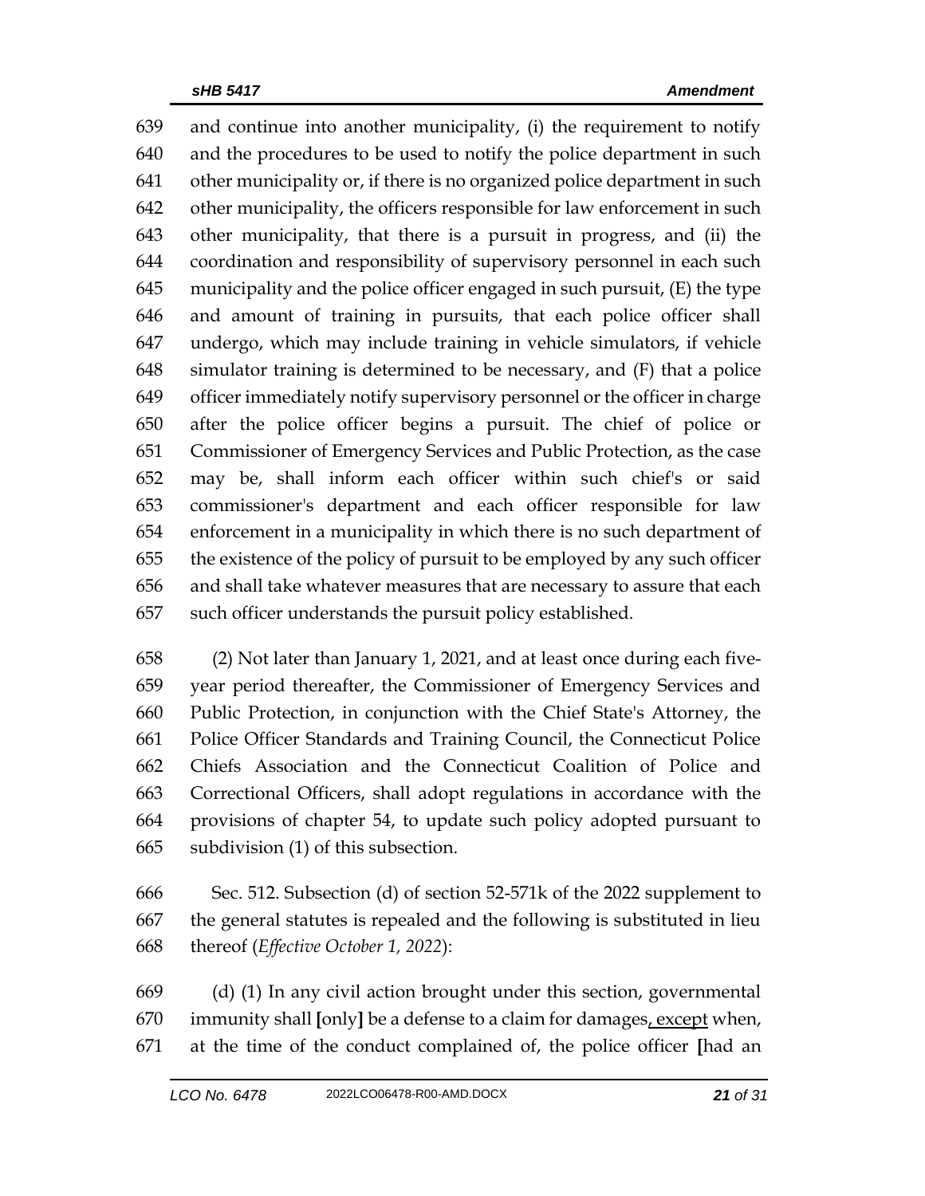and continue into another municipality, (i) the requirement to notify and the procedures to be used to notify the police department in such other municipality or, if there is no organized police department in such other municipality, the officers responsible for law enforcement in such other municipality, that there is a pursuit in progress, and (ii) the coordination and responsibility of supervisory personnel in each such municipality and the police officer engaged in such pursuit, (E) the type and amount of training in pursuits, that each police officer shall undergo, which may include training in vehicle simulators, if vehicle simulator training is determined to be necessary, and (F) that a police officer immediately notify supervisory personnel or the officer in charge after the police officer begins a pursuit. The chief of police or Commissioner of Emergency Services and Public Protection, as the case may be, shall inform each officer within such chief's or said commissioner's department and each officer responsible for law enforcement in a municipality in which there is no such department of the existence of the policy of pursuit to be employed by any such officer and shall take whatever measures that are necessary to assure that each such officer understands the pursuit policy established.

(2) Not later than January 1, 2021, and at least once during each five-year period thereafter, the Commissioner of Emergency Services and Public Protection, in conjunction with the Chief State's Attorney, the Police Officer Standards and Training Council, the Connecticut Police Chiefs Association and the Connecticut Coalition of Police and Correctional Officers, shall adopt regulations in accordance with the provisions of chapter 54, to update such policy adopted pursuant to subdivision (1) of this subsection.

Sec. 512. Subsection (d) of section 52-571k of the 2022 supplement to the general statutes is repealed and the following is substituted in lieu thereof (*Effective October 1, 2022*):

(d) (1) In any civil action brought under this section, governmental immunity shall **[**only**]** be a defense to a claim for damages<u>, except</u> when, at the time of the conduct complained of, the police officer **[**had an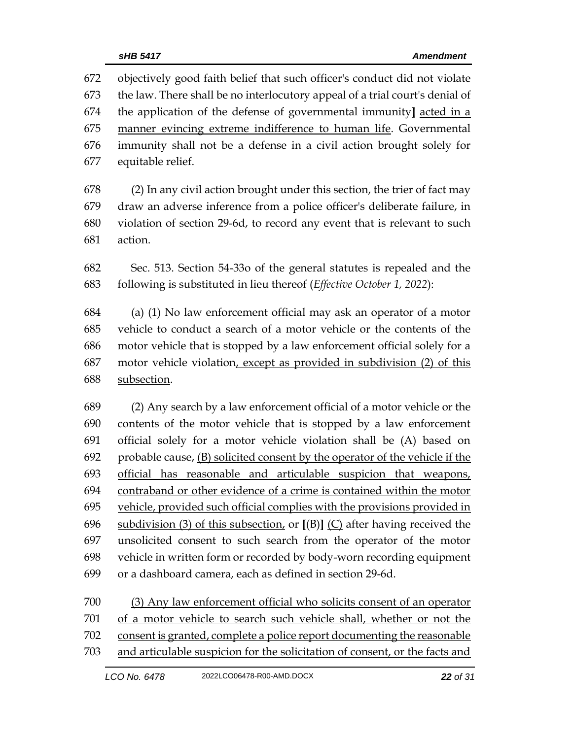objectively good faith belief that such officer's conduct did not violate the law. There shall be no interlocutory appeal of a trial court's denial of the application of the defense of governmental immunity] <u>acted in a manner evincing extreme indifference to human life</u>. Governmental immunity shall not be a defense in a civil action brought solely for equitable relief.

(2) In any civil action brought under this section, the trier of fact may draw an adverse inference from a police officer's deliberate failure, in violation of section 29-6d, to record any event that is relevant to such action.

Sec. 513. Section 54-33o of the general statutes is repealed and the following is substituted in lieu thereof (*Effective October 1, 2022*):

(a) (1) No law enforcement official may ask an operator of a motor vehicle to conduct a search of a motor vehicle or the contents of the motor vehicle that is stopped by a law enforcement official solely for a motor vehicle violation<u>, except as provided in subdivision (2) of this subsection</u>.

(2) Any search by a law enforcement official of a motor vehicle or the contents of the motor vehicle that is stopped by a law enforcement official solely for a motor vehicle violation shall be (A) based on probable cause, <u>(B) solicited consent by the operator of the vehicle if the official has reasonable and articulable suspicion that weapons, contraband or other evidence of a crime is contained within the motor vehicle, provided such official complies with the provisions provided in subdivision (3) of this subsection,</u> or **[**(B)**]** <u>(C)</u> after having received the unsolicited consent to such search from the operator of the motor vehicle in written form or recorded by body-worn recording equipment or a dashboard camera, each as defined in section 29-6d.

<u>(3) Any law enforcement official who solicits consent of an operator of a motor vehicle to search such vehicle shall, whether or not the consent is granted, complete a police report documenting the reasonable and articulable suspicion for the solicitation of consent, or the facts and</u>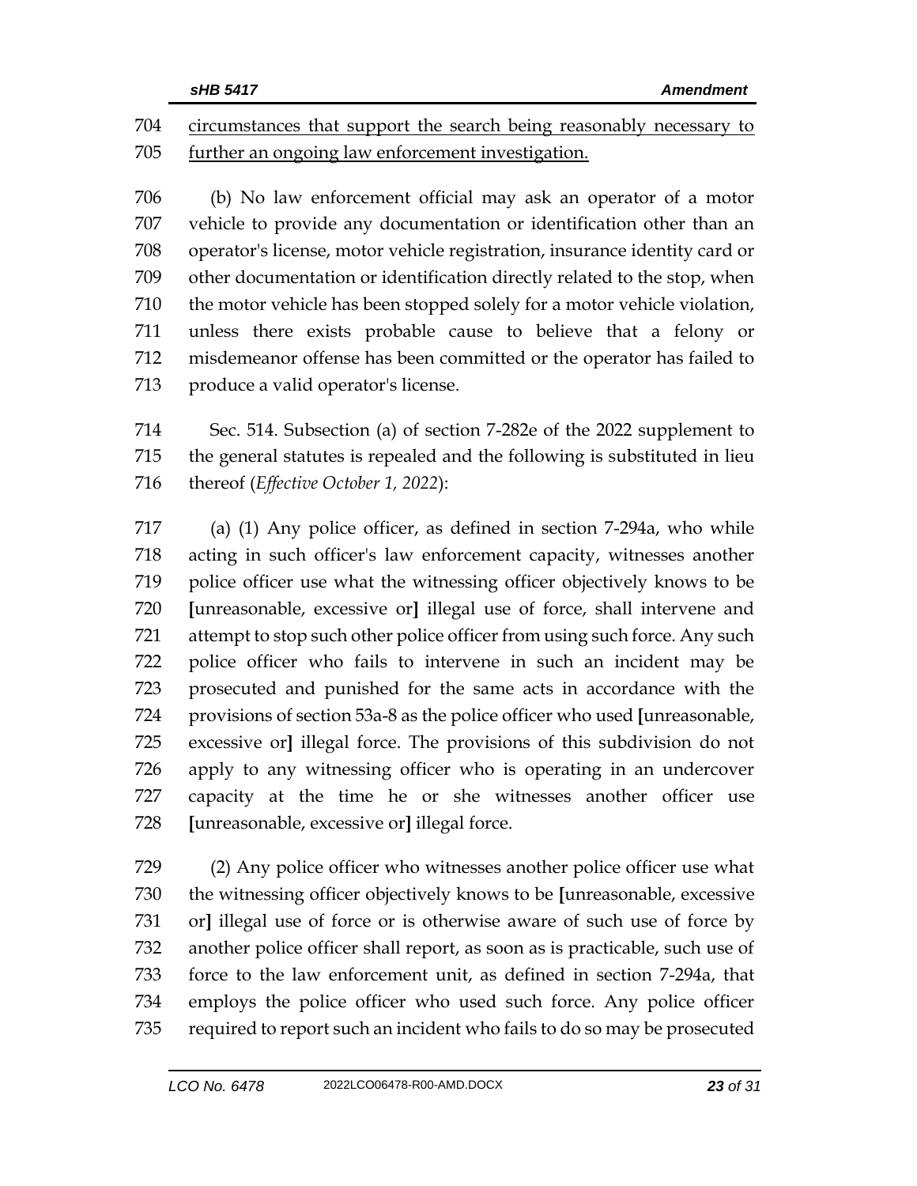704 circumstances that support the search being reasonably necessary to
705 further an ongoing law enforcement investigation.

706 (b) No law enforcement official may ask an operator of a motor
707 vehicle to provide any documentation or identification other than an
708 operator's license, motor vehicle registration, insurance identity card or
709 other documentation or identification directly related to the stop, when
710 the motor vehicle has been stopped solely for a motor vehicle violation,
711 unless there exists probable cause to believe that a felony or
712 misdemeanor offense has been committed or the operator has failed to
713 produce a valid operator's license.

714 Sec. 514. Subsection (a) of section 7-282e of the 2022 supplement to
715 the general statutes is repealed and the following is substituted in lieu
716 thereof (*Effective October 1, 2022*):

717 (a) (1) Any police officer, as defined in section 7-294a, who while
718 acting in such officer's law enforcement capacity, witnesses another
719 police officer use what the witnessing officer objectively knows to be
720 **[**unreasonable, excessive or**]** illegal use of force, shall intervene and
721 attempt to stop such other police officer from using such force. Any such
722 police officer who fails to intervene in such an incident may be
723 prosecuted and punished for the same acts in accordance with the
724 provisions of section 53a-8 as the police officer who used **[**unreasonable,
725 excessive or**]** illegal force. The provisions of this subdivision do not
726 apply to any witnessing officer who is operating in an undercover
727 capacity at the time he or she witnesses another officer use
728 **[**unreasonable, excessive or**]** illegal force.

729 (2) Any police officer who witnesses another police officer use what
730 the witnessing officer objectively knows to be **[**unreasonable, excessive
731 or**]** illegal use of force or is otherwise aware of such use of force by
732 another police officer shall report, as soon as is practicable, such use of
733 force to the law enforcement unit, as defined in section 7-294a, that
734 employs the police officer who used such force. Any police officer
735 required to report such an incident who fails to do so may be prosecuted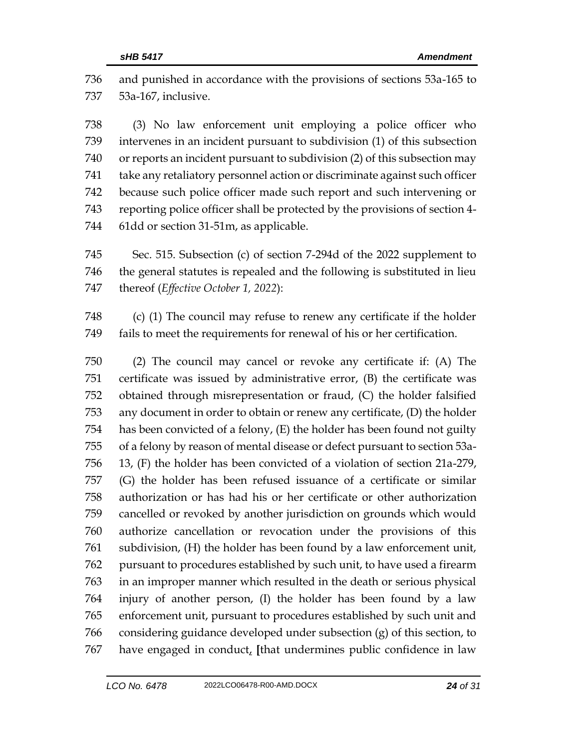and punished in accordance with the provisions of sections 53a-165 to 53a-167, inclusive.

(3) No law enforcement unit employing a police officer who intervenes in an incident pursuant to subdivision (1) of this subsection or reports an incident pursuant to subdivision (2) of this subsection may take any retaliatory personnel action or discriminate against such officer because such police officer made such report and such intervening or reporting police officer shall be protected by the provisions of section 4-61dd or section 31-51m, as applicable.

Sec. 515. Subsection (c) of section 7-294d of the 2022 supplement to the general statutes is repealed and the following is substituted in lieu thereof (*Effective October 1, 2022*):

(c) (1) The council may refuse to renew any certificate if the holder fails to meet the requirements for renewal of his or her certification.

(2) The council may cancel or revoke any certificate if: (A) The certificate was issued by administrative error, (B) the certificate was obtained through misrepresentation or fraud, (C) the holder falsified any document in order to obtain or renew any certificate, (D) the holder has been convicted of a felony, (E) the holder has been found not guilty of a felony by reason of mental disease or defect pursuant to section 53a-13, (F) the holder has been convicted of a violation of section 21a-279, (G) the holder has been refused issuance of a certificate or similar authorization or has had his or her certificate or other authorization cancelled or revoked by another jurisdiction on grounds which would authorize cancellation or revocation under the provisions of this subdivision, (H) the holder has been found by a law enforcement unit, pursuant to procedures established by such unit, to have used a firearm in an improper manner which resulted in the death or serious physical injury of another person, (I) the holder has been found by a law enforcement unit, pursuant to procedures established by such unit and considering guidance developed under subsection (g) of this section, to have engaged in conduct, **[**that undermines public confidence in law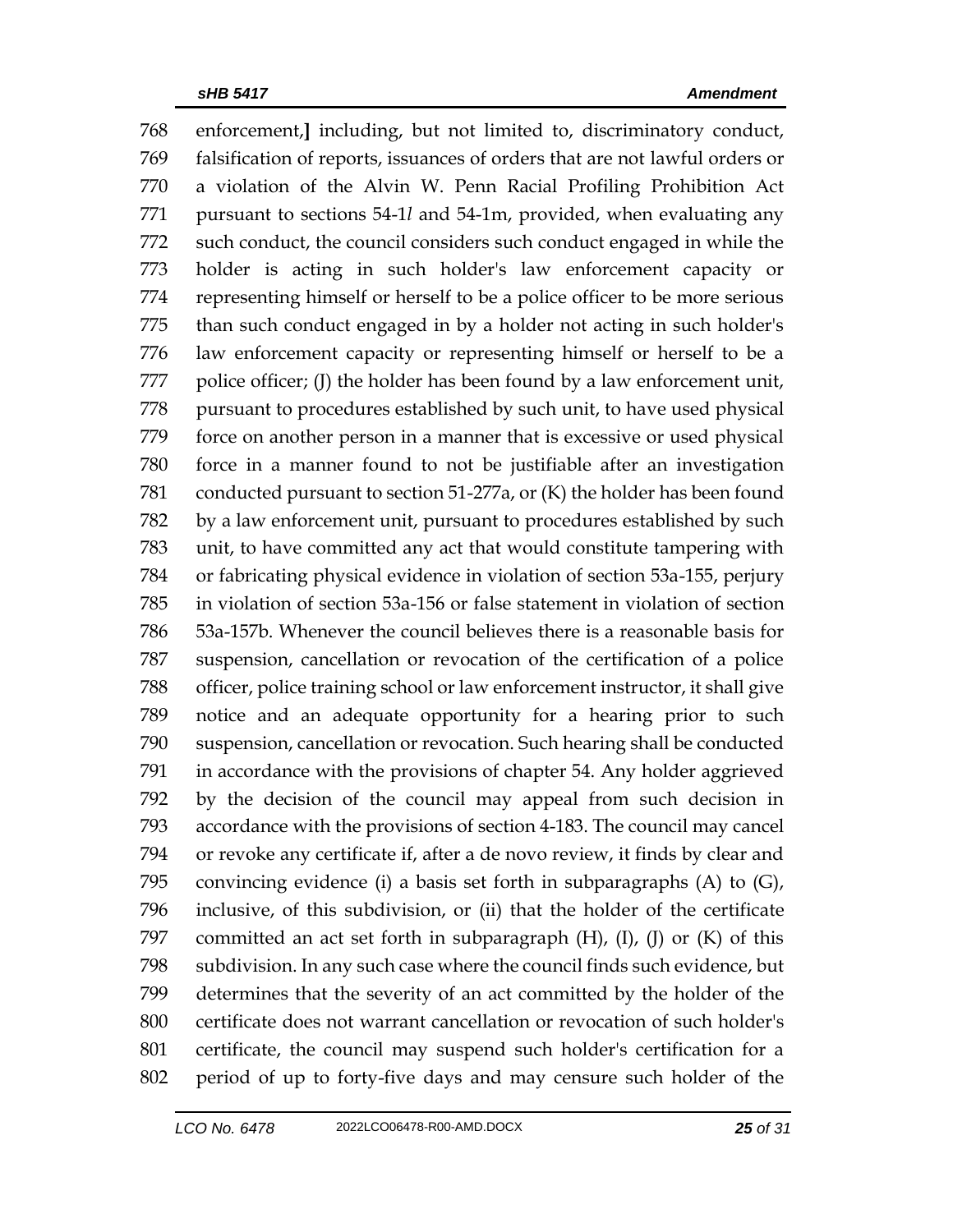enforcement,] including, but not limited to, discriminatory conduct, falsification of reports, issuances of orders that are not lawful orders or a violation of the Alvin W. Penn Racial Profiling Prohibition Act pursuant to sections 54-1*l* and 54-1m, provided, when evaluating any such conduct, the council considers such conduct engaged in while the holder is acting in such holder's law enforcement capacity or representing himself or herself to be a police officer to be more serious than such conduct engaged in by a holder not acting in such holder's law enforcement capacity or representing himself or herself to be a police officer; (J) the holder has been found by a law enforcement unit, pursuant to procedures established by such unit, to have used physical force on another person in a manner that is excessive or used physical force in a manner found to not be justifiable after an investigation conducted pursuant to section 51-277a, or (K) the holder has been found by a law enforcement unit, pursuant to procedures established by such unit, to have committed any act that would constitute tampering with or fabricating physical evidence in violation of section 53a-155, perjury in violation of section 53a-156 or false statement in violation of section 53a-157b. Whenever the council believes there is a reasonable basis for suspension, cancellation or revocation of the certification of a police officer, police training school or law enforcement instructor, it shall give notice and an adequate opportunity for a hearing prior to such suspension, cancellation or revocation. Such hearing shall be conducted in accordance with the provisions of chapter 54. Any holder aggrieved by the decision of the council may appeal from such decision in accordance with the provisions of section 4-183. The council may cancel or revoke any certificate if, after a de novo review, it finds by clear and convincing evidence (i) a basis set forth in subparagraphs (A) to (G), inclusive, of this subdivision, or (ii) that the holder of the certificate committed an act set forth in subparagraph (H), (I), (J) or (K) of this subdivision. In any such case where the council finds such evidence, but determines that the severity of an act committed by the holder of the certificate does not warrant cancellation or revocation of such holder's certificate, the council may suspend such holder's certification for a period of up to forty-five days and may censure such holder of the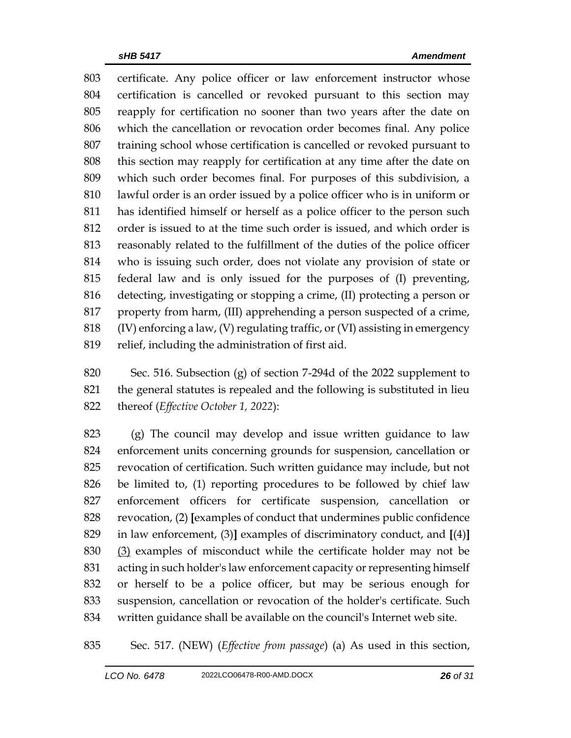certificate. Any police officer or law enforcement instructor whose certification is cancelled or revoked pursuant to this section may reapply for certification no sooner than two years after the date on which the cancellation or revocation order becomes final. Any police training school whose certification is cancelled or revoked pursuant to this section may reapply for certification at any time after the date on which such order becomes final. For purposes of this subdivision, a lawful order is an order issued by a police officer who is in uniform or has identified himself or herself as a police officer to the person such order is issued to at the time such order is issued, and which order is reasonably related to the fulfillment of the duties of the police officer who is issuing such order, does not violate any provision of state or federal law and is only issued for the purposes of (I) preventing, detecting, investigating or stopping a crime, (II) protecting a person or property from harm, (III) apprehending a person suspected of a crime, (IV) enforcing a law, (V) regulating traffic, or (VI) assisting in emergency relief, including the administration of first aid.

Sec. 516. Subsection (g) of section 7-294d of the 2022 supplement to the general statutes is repealed and the following is substituted in lieu thereof (*Effective October 1, 2022*):

(g) The council may develop and issue written guidance to law enforcement units concerning grounds for suspension, cancellation or revocation of certification. Such written guidance may include, but not be limited to, (1) reporting procedures to be followed by chief law enforcement officers for certificate suspension, cancellation or revocation, (2) **[**examples of conduct that undermines public confidence in law enforcement, (3)**]** examples of discriminatory conduct, and **[**(4)**]** <u>(3)</u> examples of misconduct while the certificate holder may not be acting in such holder's law enforcement capacity or representing himself or herself to be a police officer, but may be serious enough for suspension, cancellation or revocation of the holder's certificate. Such written guidance shall be available on the council's Internet web site.

Sec. 517. (NEW) (*Effective from passage*) (a) As used in this section,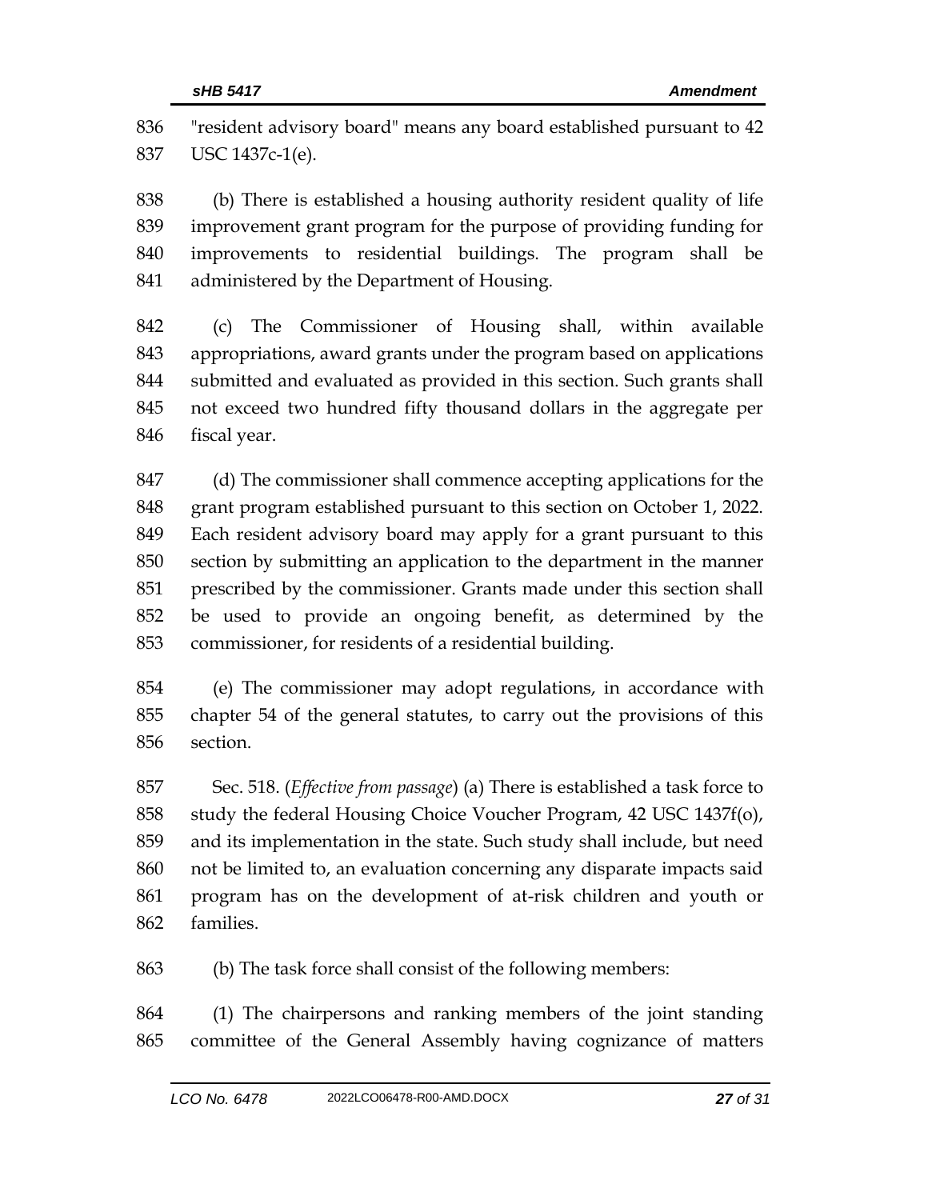"resident advisory board" means any board established pursuant to 42 USC 1437c-1(e).

(b) There is established a housing authority resident quality of life improvement grant program for the purpose of providing funding for improvements to residential buildings. The program shall be administered by the Department of Housing.

(c) The Commissioner of Housing shall, within available appropriations, award grants under the program based on applications submitted and evaluated as provided in this section. Such grants shall not exceed two hundred fifty thousand dollars in the aggregate per fiscal year.

(d) The commissioner shall commence accepting applications for the grant program established pursuant to this section on October 1, 2022. Each resident advisory board may apply for a grant pursuant to this section by submitting an application to the department in the manner prescribed by the commissioner. Grants made under this section shall be used to provide an ongoing benefit, as determined by the commissioner, for residents of a residential building.

(e) The commissioner may adopt regulations, in accordance with chapter 54 of the general statutes, to carry out the provisions of this section.

Sec. 518. (*Effective from passage*) (a) There is established a task force to study the federal Housing Choice Voucher Program, 42 USC 1437f(o), and its implementation in the state. Such study shall include, but need not be limited to, an evaluation concerning any disparate impacts said program has on the development of at-risk children and youth or families.

(b) The task force shall consist of the following members:

(1) The chairpersons and ranking members of the joint standing committee of the General Assembly having cognizance of matters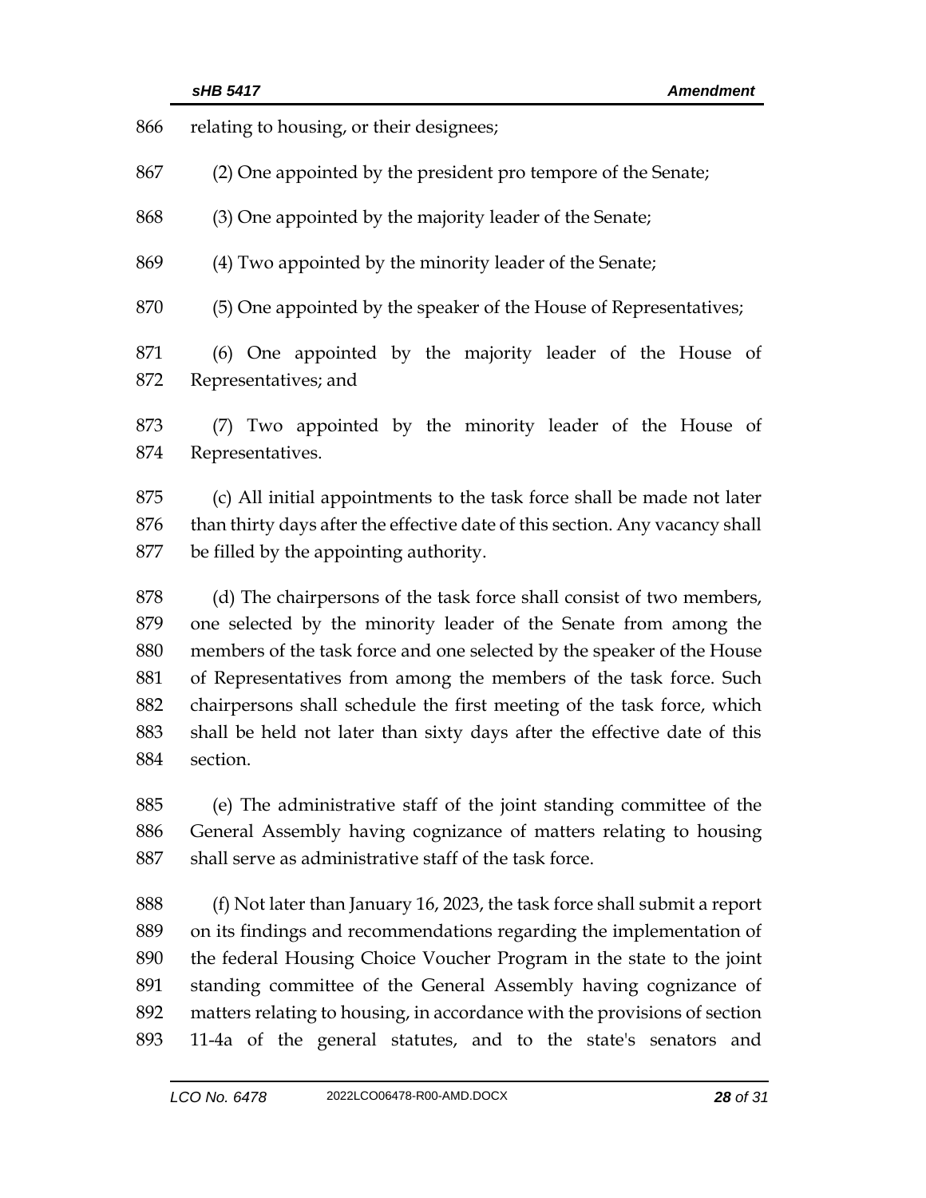relating to housing, or their designees;

(2) One appointed by the president pro tempore of the Senate;

(3) One appointed by the majority leader of the Senate;

(4) Two appointed by the minority leader of the Senate;

(5) One appointed by the speaker of the House of Representatives;

(6) One appointed by the majority leader of the House of Representatives; and

(7) Two appointed by the minority leader of the House of Representatives.

(c) All initial appointments to the task force shall be made not later than thirty days after the effective date of this section. Any vacancy shall be filled by the appointing authority.

(d) The chairpersons of the task force shall consist of two members, one selected by the minority leader of the Senate from among the members of the task force and one selected by the speaker of the House of Representatives from among the members of the task force. Such chairpersons shall schedule the first meeting of the task force, which shall be held not later than sixty days after the effective date of this section.

(e) The administrative staff of the joint standing committee of the General Assembly having cognizance of matters relating to housing shall serve as administrative staff of the task force.

(f) Not later than January 16, 2023, the task force shall submit a report on its findings and recommendations regarding the implementation of the federal Housing Choice Voucher Program in the state to the joint standing committee of the General Assembly having cognizance of matters relating to housing, in accordance with the provisions of section 11-4a of the general statutes, and to the state's senators and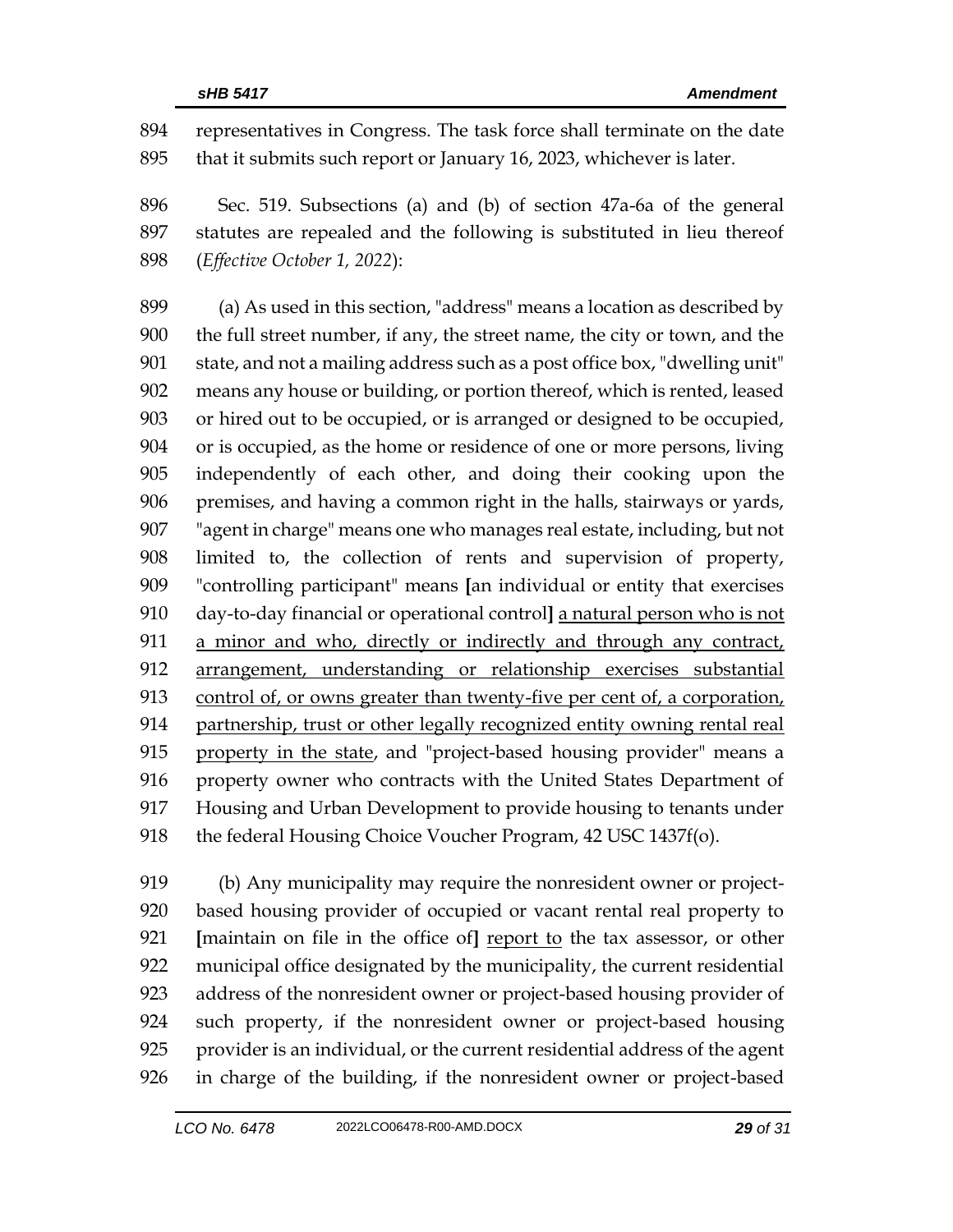representatives in Congress. The task force shall terminate on the date that it submits such report or January 16, 2023, whichever is later.

Sec. 519. Subsections (a) and (b) of section 47a-6a of the general statutes are repealed and the following is substituted in lieu thereof (*Effective October 1, 2022*):

(a) As used in this section, "address" means a location as described by the full street number, if any, the street name, the city or town, and the state, and not a mailing address such as a post office box, "dwelling unit" means any house or building, or portion thereof, which is rented, leased or hired out to be occupied, or is arranged or designed to be occupied, or is occupied, as the home or residence of one or more persons, living independently of each other, and doing their cooking upon the premises, and having a common right in the halls, stairways or yards, "agent in charge" means one who manages real estate, including, but not limited to, the collection of rents and supervision of property, "controlling participant" means **[**an individual or entity that exercises day-to-day financial or operational control**]** <u>a natural person who is not a minor and who, directly or indirectly and through any contract, arrangement, understanding or relationship exercises substantial control of, or owns greater than twenty-five per cent of, a corporation, partnership, trust or other legally recognized entity owning rental real property in the state</u>, and "project-based housing provider" means a property owner who contracts with the United States Department of Housing and Urban Development to provide housing to tenants under the federal Housing Choice Voucher Program, 42 USC 1437f(o).

(b) Any municipality may require the nonresident owner or project-based housing provider of occupied or vacant rental real property to **[**maintain on file in the office of**]** <u>report to</u> the tax assessor, or other municipal office designated by the municipality, the current residential address of the nonresident owner or project-based housing provider of such property, if the nonresident owner or project-based housing provider is an individual, or the current residential address of the agent in charge of the building, if the nonresident owner or project-based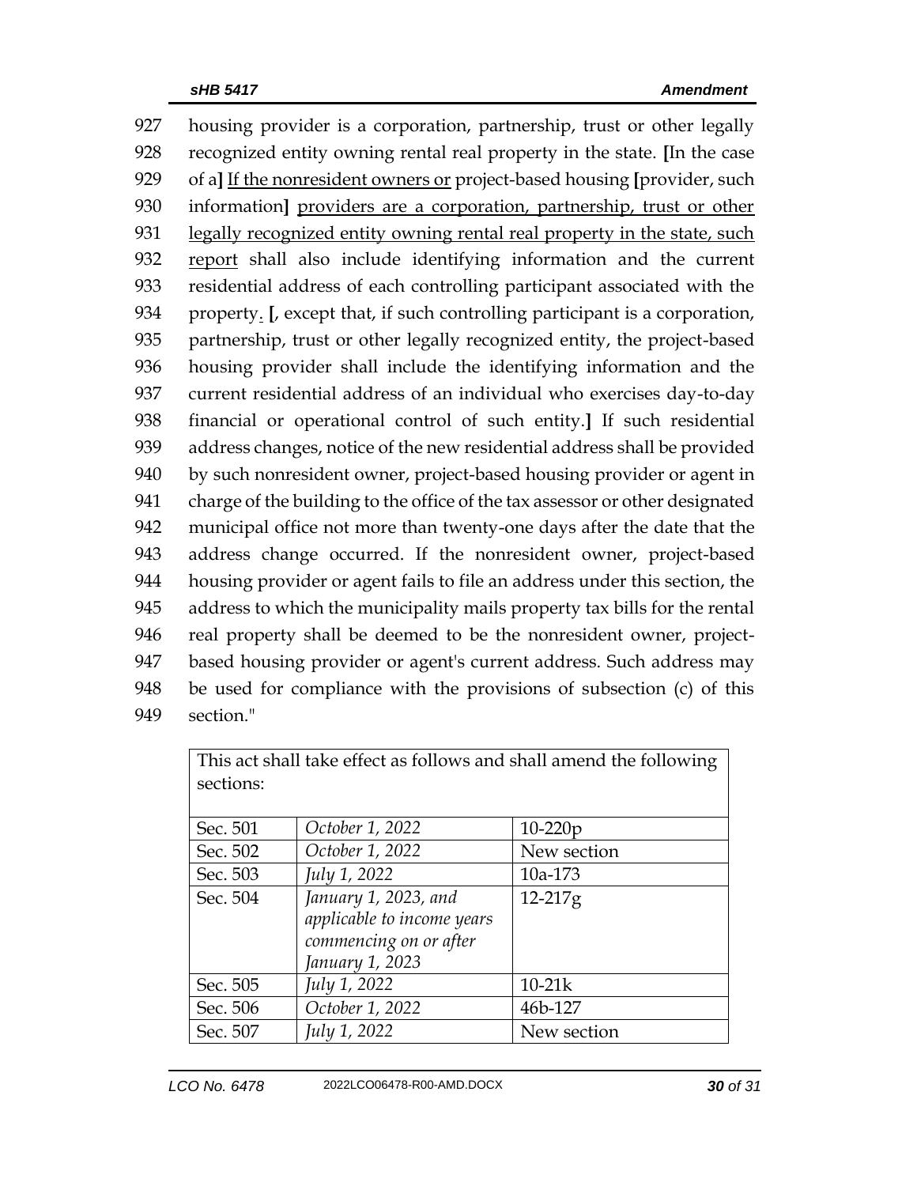927 housing provider is a corporation, partnership, trust or other legally
928 recognized entity owning rental real property in the state. [In the case
929 of a] <u>If the nonresident owners or</u> project-based housing [provider, such
930 information] <u>providers are a corporation, partnership, trust or other</u>
931 <u>legally recognized entity owning rental real property in the state, such</u>
932 <u>report</u> shall also include identifying information and the current
933 residential address of each controlling participant associated with the
934 property<u>.</u> [, except that, if such controlling participant is a corporation,
935 partnership, trust or other legally recognized entity, the project-based
936 housing provider shall include the identifying information and the
937 current residential address of an individual who exercises day-to-day
938 financial or operational control of such entity.] If such residential
939 address changes, notice of the new residential address shall be provided
940 by such nonresident owner, project-based housing provider or agent in
941 charge of the building to the office of the tax assessor or other designated
942 municipal office not more than twenty-one days after the date that the
943 address change occurred. If the nonresident owner, project-based
944 housing provider or agent fails to file an address under this section, the
945 address to which the municipality mails property tax bills for the rental
946 real property shall be deemed to be the nonresident owner, project-
947 based housing provider or agent's current address. Such address may
948 be used for compliance with the provisions of subsection (c) of this
949 section."

| This act shall take effect as follows and shall amend the following sections: | | |
|---|---|---|
| Sec. 501 | *October 1, 2022* | 10-220p |
| Sec. 502 | *October 1, 2022* | New section |
| Sec. 503 | *July 1, 2022* | 10a-173 |
| Sec. 504 | *January 1, 2023, and applicable to income years commencing on or after January 1, 2023* | 12-217g |
| Sec. 505 | *July 1, 2022* | 10-21k |
| Sec. 506 | *October 1, 2022* | 46b-127 |
| Sec. 507 | *July 1, 2022* | New section |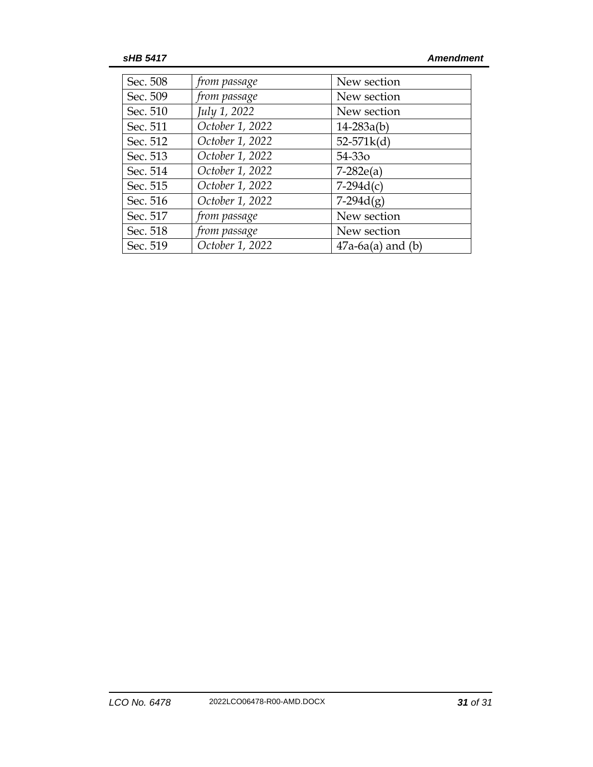| | | |
|---|---|---|
| Sec. 508 | *from passage* | New section |
| Sec. 509 | *from passage* | New section |
| Sec. 510 | *July 1, 2022* | New section |
| Sec. 511 | *October 1, 2022* | 14-283a(b) |
| Sec. 512 | *October 1, 2022* | 52-571k(d) |
| Sec. 513 | *October 1, 2022* | 54-33o |
| Sec. 514 | *October 1, 2022* | 7-282e(a) |
| Sec. 515 | *October 1, 2022* | 7-294d(c) |
| Sec. 516 | *October 1, 2022* | 7-294d(g) |
| Sec. 517 | *from passage* | New section |
| Sec. 518 | *from passage* | New section |
| Sec. 519 | *October 1, 2022* | 47a-6a(a) and (b) |